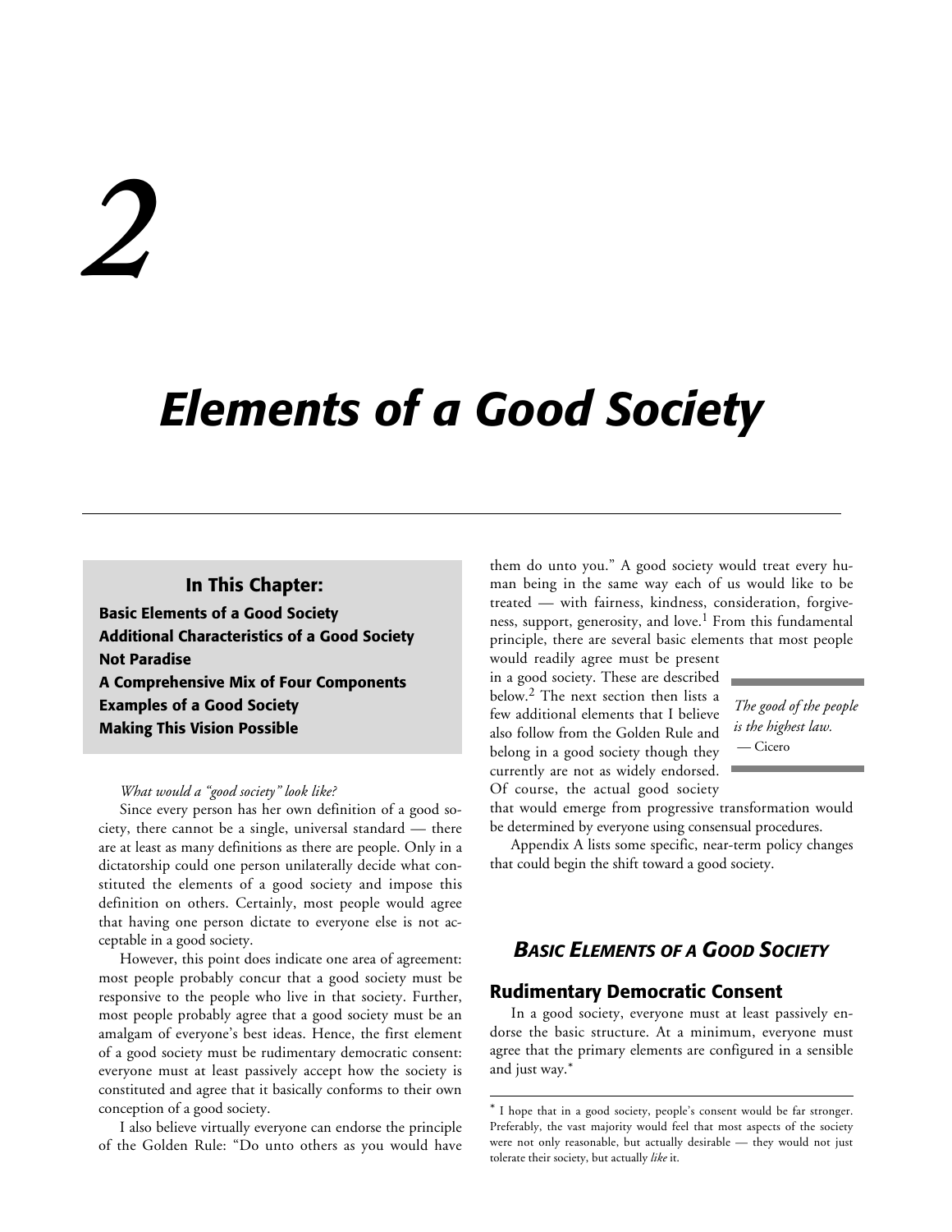# 2

# Elements of a Good Society

**In This Chapter:**

**Basic Elements of a Good Society**
**Additional Characteristics of a Good Society**
**Not Paradise**
**A Comprehensive Mix of Four Components**
**Examples of a Good Society**
**Making This Vision Possible**

*What would a "good society" look like?*

Since every person has her own definition of a good society, there cannot be a single, universal standard — there are at least as many definitions as there are people. Only in a dictatorship could one person unilaterally decide what constituted the elements of a good society and impose this definition on others. Certainly, most people would agree that having one person dictate to everyone else is not acceptable in a good society.

However, this point does indicate one area of agreement: most people probably concur that a good society must be responsive to the people who live in that society. Further, most people probably agree that a good society must be an amalgam of everyone's best ideas. Hence, the first element of a good society must be rudimentary democratic consent: everyone must at least passively accept how the society is constituted and agree that it basically conforms to their own conception of a good society.

I also believe virtually everyone can endorse the principle of the Golden Rule: "Do unto others as you would have them do unto you." A good society would treat every human being in the same way each of us would like to be treated — with fairness, kindness, consideration, forgiveness, support, generosity, and love.[1] From this fundamental principle, there are several basic elements that most people would readily agree must be present in a good society. These are described below.[2] The next section then lists a few additional elements that I believe also follow from the Golden Rule and belong in a good society though they currently are not as widely endorsed. Of course, the actual good society that would emerge from progressive transformation would be determined by everyone using consensual procedures.

> *The good of the people is the highest law.*
> — Cicero

Appendix A lists some specific, near-term policy changes that could begin the shift toward a good society.

## *BASIC ELEMENTS OF A GOOD SOCIETY*

### Rudimentary Democratic Consent

In a good society, everyone must at least passively endorse the basic structure. At a minimum, everyone must agree that the primary elements are configured in a sensible and just way.*

* I hope that in a good society, people's consent would be far stronger. Preferably, the vast majority would feel that most aspects of the society were not only reasonable, but actually desirable — they would not just tolerate their society, but actually *like* it.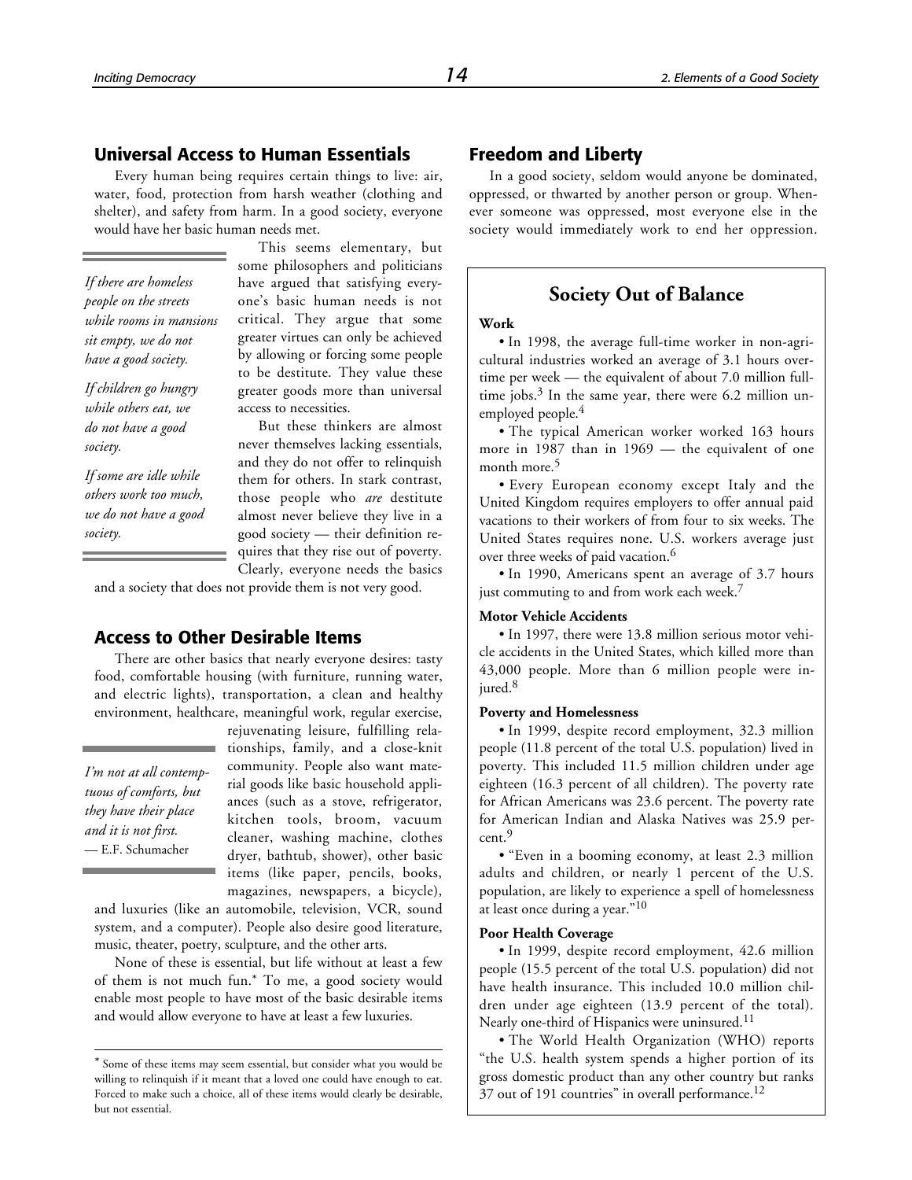## Universal Access to Human Essentials

Every human being requires certain things to live: air, water, food, protection from harsh weather (clothing and shelter), and safety from harm. In a good society, everyone would have her basic human needs met.

> *If there are homeless people on the streets while rooms in mansions sit empty, we do not have a good society.*
>
> *If children go hungry while others eat, we do not have a good society.*
>
> *If some are idle while others work too much, we do not have a good society.*

This seems elementary, but some philosophers and politicians have argued that satisfying everyone's basic human needs is not critical. They argue that some greater virtues can only be achieved by allowing or forcing some people to be destitute. They value these greater goods more than universal access to necessities.

But these thinkers are almost never themselves lacking essentials, and they do not offer to relinquish them for others. In stark contrast, those people who *are* destitute almost never believe they live in a good society — their definition requires that they rise out of poverty. Clearly, everyone needs the basics and a society that does not provide them is not very good.

## Access to Other Desirable Items

There are other basics that nearly everyone desires: tasty food, comfortable housing (with furniture, running water, and electric lights), transportation, a clean and healthy environment, healthcare, meaningful work, regular exercise, rejuvenating leisure, fulfilling relationships, family, and a close-knit community. People also want material goods like basic household appliances (such as a stove, refrigerator, kitchen tools, broom, vacuum cleaner, washing machine, clothes dryer, bathtub, shower), other basic items (like paper, pencils, books, magazines, newspapers, a bicycle), and luxuries (like an automobile, television, VCR, sound system, and a computer). People also desire good literature, music, theater, poetry, sculpture, and the other arts.

> *I'm not at all contemptuous of comforts, but they have their place and it is not first.*
> — E.F. Schumacher

None of these is essential, but life without at least a few of them is not much fun.* To me, a good society would enable most people to have most of the basic desirable items and would allow everyone to have at least a few luxuries.

* Some of these items may seem essential, but consider what you would be willing to relinquish if it meant that a loved one could have enough to eat. Forced to make such a choice, all of these items would clearly be desirable, but not essential.

## Freedom and Liberty

In a good society, seldom would anyone be dominated, oppressed, or thwarted by another person or group. Whenever someone was oppressed, most everyone else in the society would immediately work to end her oppression.

### Society Out of Balance

**Work**

- In 1998, the average full-time worker in non-agricultural industries worked an average of 3.1 hours overtime per week — the equivalent of about 7.0 million full-time jobs.[3] In the same year, there were 6.2 million unemployed people.[4]
- The typical American worker worked 163 hours more in 1987 than in 1969 — the equivalent of one month more.[5]
- Every European economy except Italy and the United Kingdom requires employers to offer annual paid vacations to their workers of from four to six weeks. The United States requires none. U.S. workers average just over three weeks of paid vacation.[6]
- In 1990, Americans spent an average of 3.7 hours just commuting to and from work each week.[7]

**Motor Vehicle Accidents**

- In 1997, there were 13.8 million serious motor vehicle accidents in the United States, which killed more than 43,000 people. More than 6 million people were injured.[8]

**Poverty and Homelessness**

- In 1999, despite record employment, 32.3 million people (11.8 percent of the total U.S. population) lived in poverty. This included 11.5 million children under age eighteen (16.3 percent of all children). The poverty rate for African Americans was 23.6 percent. The poverty rate for American Indian and Alaska Natives was 25.9 percent.[9]
- "Even in a booming economy, at least 2.3 million adults and children, or nearly 1 percent of the U.S. population, are likely to experience a spell of homelessness at least once during a year."[10]

**Poor Health Coverage**

- In 1999, despite record employment, 42.6 million people (15.5 percent of the total U.S. population) did not have health insurance. This included 10.0 million children under age eighteen (13.9 percent of the total). Nearly one-third of Hispanics were uninsured.[11]
- The World Health Organization (WHO) reports "the U.S. health system spends a higher portion of its gross domestic product than any other country but ranks 37 out of 191 countries" in overall performance.[12]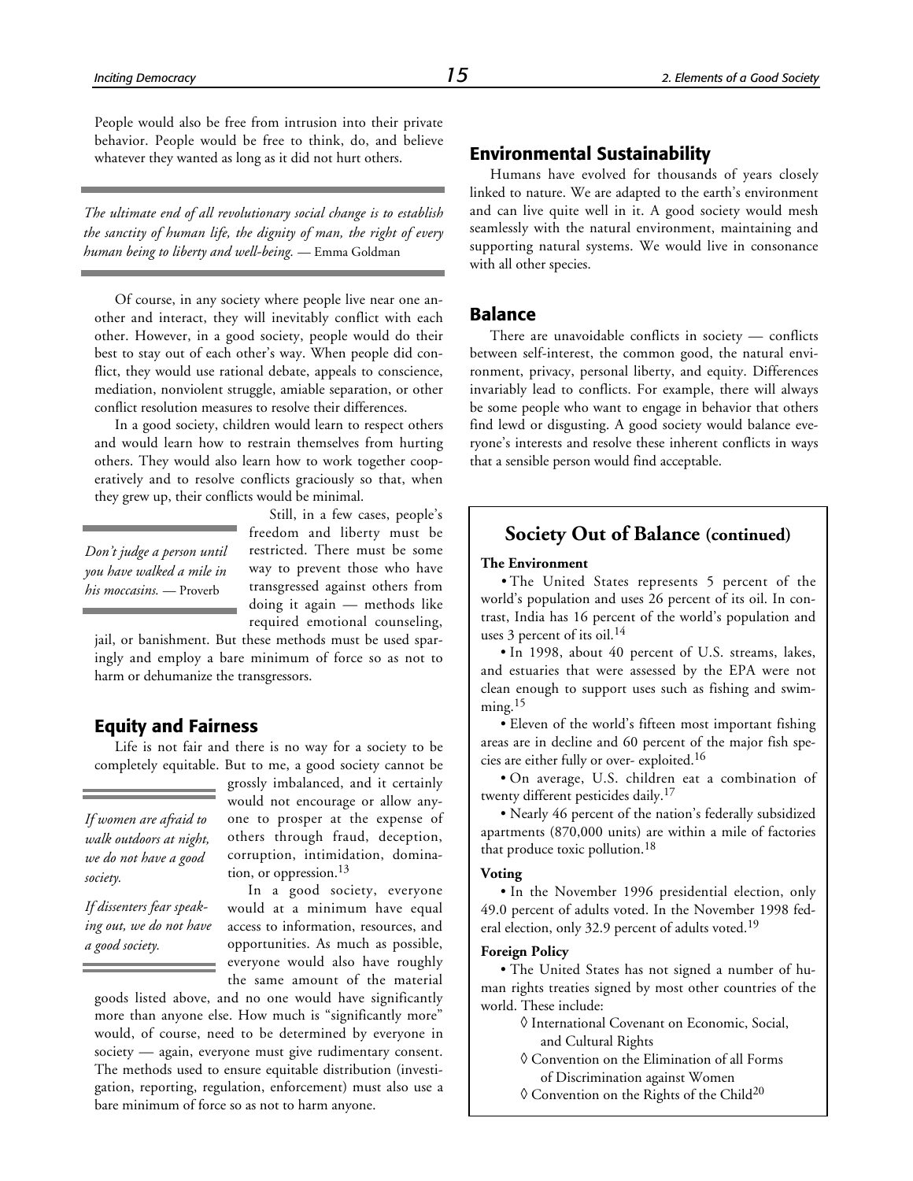People would also be free from intrusion into their private behavior. People would be free to think, do, and believe whatever they wanted as long as it did not hurt others.

*The ultimate end of all revolutionary social change is to establish the sanctity of human life, the dignity of man, the right of every human being to liberty and well-being.* — Emma Goldman

Of course, in any society where people live near one another and interact, they will inevitably conflict with each other. However, in a good society, people would do their best to stay out of each other's way. When people did conflict, they would use rational debate, appeals to conscience, mediation, nonviolent struggle, amiable separation, or other conflict resolution measures to resolve their differences.

In a good society, children would learn to respect others and would learn how to restrain themselves from hurting others. They would also learn how to work together cooperatively and to resolve conflicts graciously so that, when they grew up, their conflicts would be minimal.

*Don't judge a person until you have walked a mile in his moccasins.* — Proverb

Still, in a few cases, people's freedom and liberty must be restricted. There must be some way to prevent those who have transgressed against others from doing it again — methods like required emotional counseling, jail, or banishment. But these methods must be used sparingly and employ a bare minimum of force so as not to harm or dehumanize the transgressors.

## Equity and Fairness

Life is not fair and there is no way for a society to be completely equitable. But to me, a good society cannot be grossly imbalanced, and it certainly would not encourage or allow anyone to prosper at the expense of others through fraud, deception, corruption, intimidation, domination, or oppression.[13]

*If women are afraid to walk outdoors at night, we do not have a good society.*

*If dissenters fear speaking out, we do not have a good society.*

In a good society, everyone would at a minimum have equal access to information, resources, and opportunities. As much as possible, everyone would also have roughly the same amount of the material goods listed above, and no one would have significantly more than anyone else. How much is "significantly more" would, of course, need to be determined by everyone in society — again, everyone must give rudimentary consent. The methods used to ensure equitable distribution (investigation, reporting, regulation, enforcement) must also use a bare minimum of force so as not to harm anyone.

## Environmental Sustainability

Humans have evolved for thousands of years closely linked to nature. We are adapted to the earth's environment and can live quite well in it. A good society would mesh seamlessly with the natural environment, maintaining and supporting natural systems. We would live in consonance with all other species.

## Balance

There are unavoidable conflicts in society — conflicts between self-interest, the common good, the natural environment, privacy, personal liberty, and equity. Differences invariably lead to conflicts. For example, there will always be some people who want to engage in behavior that others find lewd or disgusting. A good society would balance everyone's interests and resolve these inherent conflicts in ways that a sensible person would find acceptable.

### Society Out of Balance (continued)

**The Environment**

- The United States represents 5 percent of the world's population and uses 26 percent of its oil. In contrast, India has 16 percent of the world's population and uses 3 percent of its oil.[14]
- In 1998, about 40 percent of U.S. streams, lakes, and estuaries that were assessed by the EPA were not clean enough to support uses such as fishing and swimming.[15]
- Eleven of the world's fifteen most important fishing areas are in decline and 60 percent of the major fish species are either fully or over- exploited.[16]
- On average, U.S. children eat a combination of twenty different pesticides daily.[17]
- Nearly 46 percent of the nation's federally subsidized apartments (870,000 units) are within a mile of factories that produce toxic pollution.[18]

**Voting**

- In the November 1996 presidential election, only 49.0 percent of adults voted. In the November 1998 federal election, only 32.9 percent of adults voted.[19]

**Foreign Policy**

- The United States has not signed a number of human rights treaties signed by most other countries of the world. These include:
  - ◊ International Covenant on Economic, Social, and Cultural Rights
  - ◊ Convention on the Elimination of all Forms of Discrimination against Women
  - ◊ Convention on the Rights of the Child[20]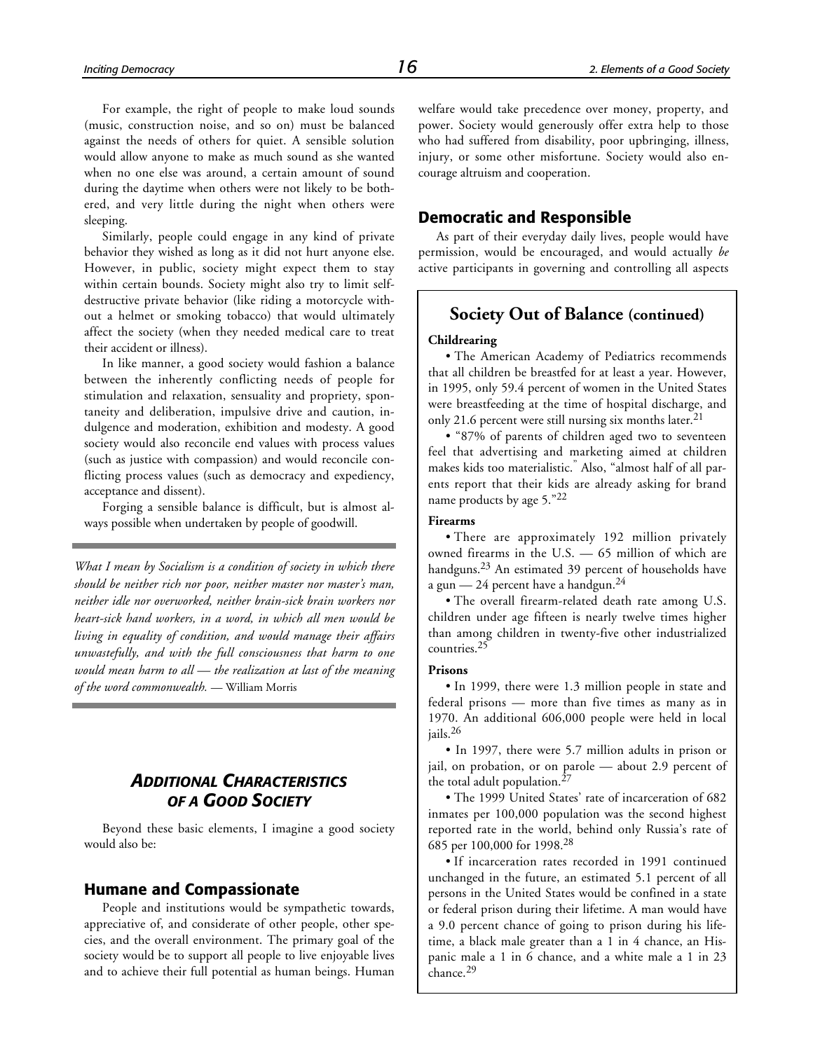For example, the right of people to make loud sounds (music, construction noise, and so on) must be balanced against the needs of others for quiet. A sensible solution would allow anyone to make as much sound as she wanted when no one else was around, a certain amount of sound during the daytime when others were not likely to be bothered, and very little during the night when others were sleeping.

Similarly, people could engage in any kind of private behavior they wished as long as it did not hurt anyone else. However, in public, society might expect them to stay within certain bounds. Society might also try to limit self-destructive private behavior (like riding a motorcycle without a helmet or smoking tobacco) that would ultimately affect the society (when they needed medical care to treat their accident or illness).

In like manner, a good society would fashion a balance between the inherently conflicting needs of people for stimulation and relaxation, sensuality and propriety, spontaneity and deliberation, impulsive drive and caution, indulgence and moderation, exhibition and modesty. A good society would also reconcile end values with process values (such as justice with compassion) and would reconcile conflicting process values (such as democracy and expediency, acceptance and dissent).

Forging a sensible balance is difficult, but is almost always possible when undertaken by people of goodwill.

---

*What I mean by Socialism is a condition of society in which there should be neither rich nor poor, neither master nor master's man, neither idle nor overworked, neither brain-sick brain workers nor heart-sick hand workers, in a word, in which all men would be living in equality of condition, and would manage their affairs unwastefully, and with the full consciousness that harm to one would mean harm to all — the realization at last of the meaning of the word commonwealth.* — William Morris

---

## *Additional Characteristics of a Good Society*

Beyond these basic elements, I imagine a good society would also be:

### Humane and Compassionate

People and institutions would be sympathetic towards, appreciative of, and considerate of other people, other species, and the overall environment. The primary goal of the society would be to support all people to live enjoyable lives and to achieve their full potential as human beings. Human welfare would take precedence over money, property, and power. Society would generously offer extra help to those who had suffered from disability, poor upbringing, illness, injury, or some other misfortune. Society would also encourage altruism and cooperation.

### Democratic and Responsible

As part of their everyday daily lives, people would have permission, would be encouraged, and would actually *be* active participants in governing and controlling all aspects

---

## Society Out of Balance (continued)

**Childrearing**

• The American Academy of Pediatrics recommends that all children be breastfed for at least a year. However, in 1995, only 59.4 percent of women in the United States were breastfeeding at the time of hospital discharge, and only 21.6 percent were still nursing six months later.[21]

• "87% of parents of children aged two to seventeen feel that advertising and marketing aimed at children makes kids too materialistic." Also, "almost half of all parents report that their kids are already asking for brand name products by age 5."[22]

**Firearms**

• There are approximately 192 million privately owned firearms in the U.S. — 65 million of which are handguns.[23] An estimated 39 percent of households have a gun — 24 percent have a handgun.[24]

• The overall firearm-related death rate among U.S. children under age fifteen is nearly twelve times higher than among children in twenty-five other industrialized countries.[25]

**Prisons**

• In 1999, there were 1.3 million people in state and federal prisons — more than five times as many as in 1970. An additional 606,000 people were held in local jails.[26]

• In 1997, there were 5.7 million adults in prison or jail, on probation, or on parole — about 2.9 percent of the total adult population.[27]

• The 1999 United States' rate of incarceration of 682 inmates per 100,000 population was the second highest reported rate in the world, behind only Russia's rate of 685 per 100,000 for 1998.[28]

• If incarceration rates recorded in 1991 continued unchanged in the future, an estimated 5.1 percent of all persons in the United States would be confined in a state or federal prison during their lifetime. A man would have a 9.0 percent chance of going to prison during his lifetime, a black male greater than a 1 in 4 chance, an Hispanic male a 1 in 6 chance, and a white male a 1 in 23 chance.[29]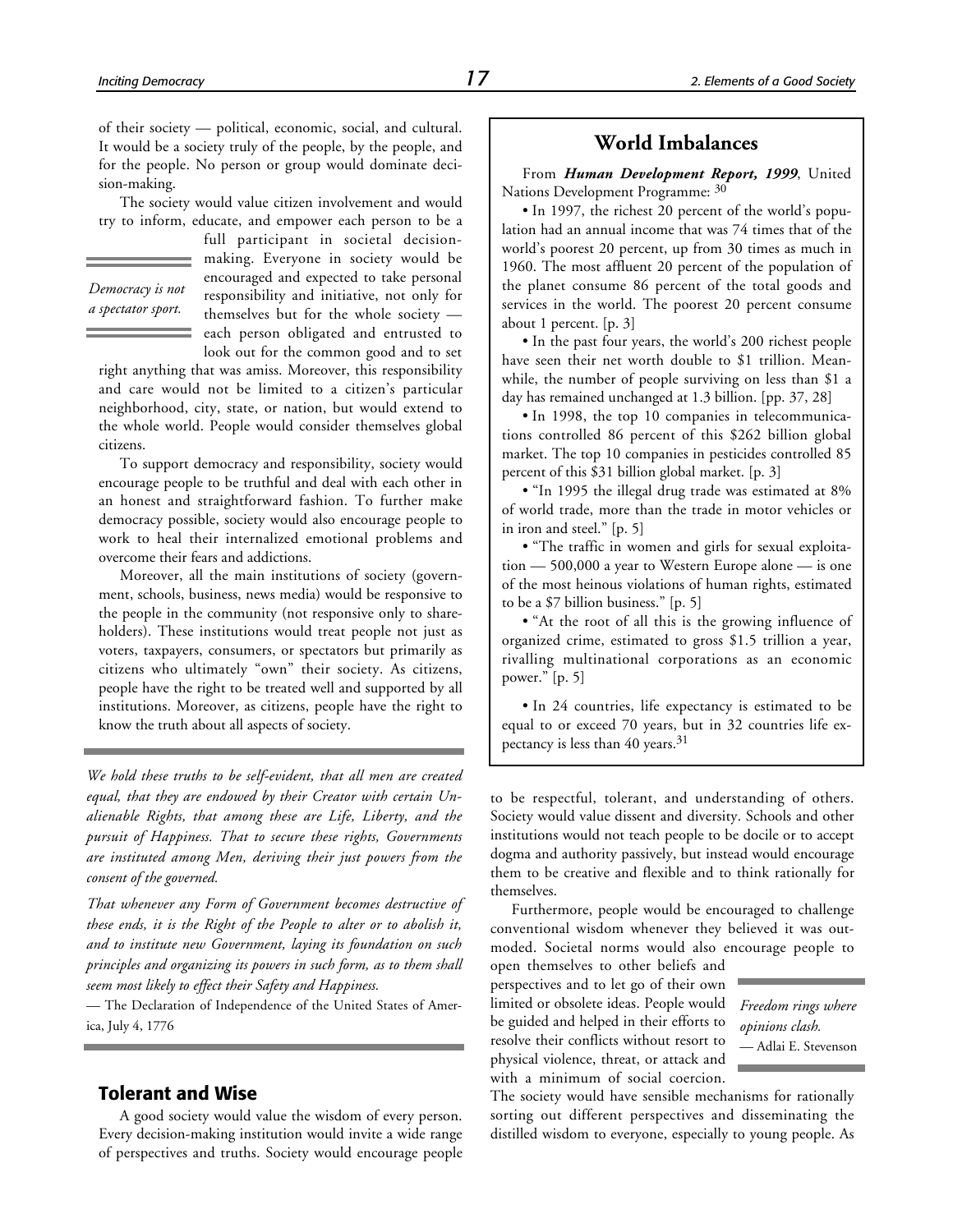of their society — political, economic, social, and cultural. It would be a society truly of the people, by the people, and for the people. No person or group would dominate decision-making.

The society would value citizen involvement and would try to inform, educate, and empower each person to be a full participant in societal decision-making. Everyone in society would be encouraged and expected to take personal responsibility and initiative, not only for themselves but for the whole society — each person obligated and entrusted to look out for the common good and to set right anything that was amiss. Moreover, this responsibility and care would not be limited to a citizen's particular neighborhood, city, state, or nation, but would extend to the whole world. People would consider themselves global citizens.

> *Democracy is not a spectator sport.*

To support democracy and responsibility, society would encourage people to be truthful and deal with each other in an honest and straightforward fashion. To further make democracy possible, society would also encourage people to work to heal their internalized emotional problems and overcome their fears and addictions.

Moreover, all the main institutions of society (government, schools, business, news media) would be responsive to the people in the community (not responsive only to shareholders). These institutions would treat people not just as voters, taxpayers, consumers, or spectators but primarily as citizens who ultimately "own" their society. As citizens, people have the right to be treated well and supported by all institutions. Moreover, as citizens, people have the right to know the truth about all aspects of society.

---

*We hold these truths to be self-evident, that all men are created equal, that they are endowed by their Creator with certain Unalienable Rights, that among these are Life, Liberty, and the pursuit of Happiness. That to secure these rights, Governments are instituted among Men, deriving their just powers from the consent of the governed.*

*That whenever any Form of Government becomes destructive of these ends, it is the Right of the People to alter or to abolish it, and to institute new Government, laying its foundation on such principles and organizing its powers in such form, as to them shall seem most likely to effect their Safety and Happiness.*

— The Declaration of Independence of the United States of America, July 4, 1776

---

## World Imbalances

From ***Human Development Report, 1999***, United Nations Development Programme: [30]

- In 1997, the richest 20 percent of the world's population had an annual income that was 74 times that of the world's poorest 20 percent, up from 30 times as much in 1960. The most affluent 20 percent of the population of the planet consume 86 percent of the total goods and services in the world. The poorest 20 percent consume about 1 percent. [p. 3]
- In the past four years, the world's 200 richest people have seen their net worth double to $1 trillion. Meanwhile, the number of people surviving on less than $1 a day has remained unchanged at 1.3 billion. [pp. 37, 28]
- In 1998, the top 10 companies in telecommunications controlled 86 percent of this $262 billion global market. The top 10 companies in pesticides controlled 85 percent of this $31 billion global market. [p. 3]
- "In 1995 the illegal drug trade was estimated at 8% of world trade, more than the trade in motor vehicles or in iron and steel." [p. 5]
- "The traffic in women and girls for sexual exploitation — 500,000 a year to Western Europe alone — is one of the most heinous violations of human rights, estimated to be a $7 billion business." [p. 5]
- "At the root of all this is the growing influence of organized crime, estimated to gross $1.5 trillion a year, rivalling multinational corporations as an economic power." [p. 5]
- In 24 countries, life expectancy is estimated to be equal to or exceed 70 years, but in 32 countries life expectancy is less than 40 years.[31]

---

## Tolerant and Wise

A good society would value the wisdom of every person. Every decision-making institution would invite a wide range of perspectives and truths. Society would encourage people to be respectful, tolerant, and understanding of others. Society would value dissent and diversity. Schools and other institutions would not teach people to be docile or to accept dogma and authority passively, but instead would encourage them to be creative and flexible and to think rationally for themselves.

Furthermore, people would be encouraged to challenge conventional wisdom whenever they believed it was outmoded. Societal norms would also encourage people to open themselves to other beliefs and perspectives and to let go of their own limited or obsolete ideas. People would be guided and helped in their efforts to resolve their conflicts without resort to physical violence, threat, or attack and with a minimum of social coercion. The society would have sensible mechanisms for rationally sorting out different perspectives and disseminating the distilled wisdom to everyone, especially to young people. As

> *Freedom rings where opinions clash.*
> — Adlai E. Stevenson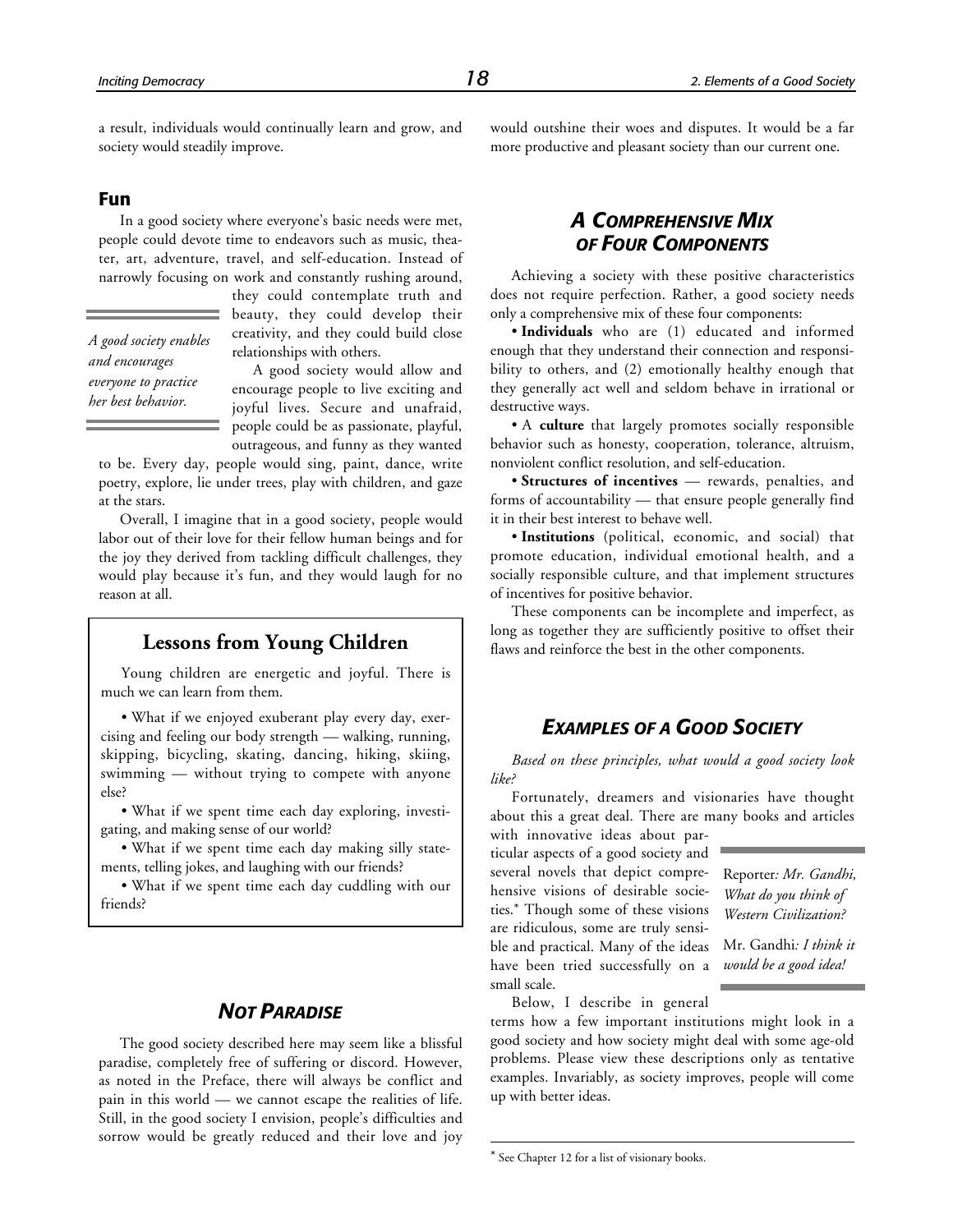a result, individuals would continually learn and grow, and society would steadily improve.

### Fun

In a good society where everyone's basic needs were met, people could devote time to endeavors such as music, theater, art, adventure, travel, and self-education. Instead of narrowly focusing on work and constantly rushing around, they could contemplate truth and beauty, they could develop their creativity, and they could build close relationships with others.

*A good society enables and encourages everyone to practice her best behavior.*

A good society would allow and encourage people to live exciting and joyful lives. Secure and unafraid, people could be as passionate, playful, outrageous, and funny as they wanted to be. Every day, people would sing, paint, dance, write poetry, explore, lie under trees, play with children, and gaze at the stars.

Overall, I imagine that in a good society, people would labor out of their love for their fellow human beings and for the joy they derived from tackling difficult challenges, they would play because it's fun, and they would laugh for no reason at all.

> **Lessons from Young Children**
>
> Young children are energetic and joyful. There is much we can learn from them.
>
> • What if we enjoyed exuberant play every day, exercising and feeling our body strength — walking, running, skipping, bicycling, skating, dancing, hiking, skiing, swimming — without trying to compete with anyone else?
>
> • What if we spent time each day exploring, investigating, and making sense of our world?
>
> • What if we spent time each day making silly statements, telling jokes, and laughing with our friends?
>
> • What if we spent time each day cuddling with our friends?

## *Not Paradise*

The good society described here may seem like a blissful paradise, completely free of suffering or discord. However, as noted in the Preface, there will always be conflict and pain in this world — we cannot escape the realities of life. Still, in the good society I envision, people's difficulties and sorrow would be greatly reduced and their love and joy would outshine their woes and disputes. It would be a far more productive and pleasant society than our current one.

## *A Comprehensive Mix of Four Components*

Achieving a society with these positive characteristics does not require perfection. Rather, a good society needs only a comprehensive mix of these four components:

• **Individuals** who are (1) educated and informed enough that they understand their connection and responsibility to others, and (2) emotionally healthy enough that they generally act well and seldom behave in irrational or destructive ways.

• A **culture** that largely promotes socially responsible behavior such as honesty, cooperation, tolerance, altruism, nonviolent conflict resolution, and self-education.

• **Structures of incentives** — rewards, penalties, and forms of accountability — that ensure people generally find it in their best interest to behave well.

• **Institutions** (political, economic, and social) that promote education, individual emotional health, and a socially responsible culture, and that implement structures of incentives for positive behavior.

These components can be incomplete and imperfect, as long as together they are sufficiently positive to offset their flaws and reinforce the best in the other components.

## *Examples of a Good Society*

*Based on these principles, what would a good society look like?*

Fortunately, dreamers and visionaries have thought about this a great deal. There are many books and articles with innovative ideas about particular aspects of a good society and several novels that depict comprehensive visions of desirable societies.* Though some of these visions are ridiculous, some are truly sensible and practical. Many of the ideas have been tried successfully on a small scale.

> Reporter: *Mr. Gandhi, What do you think of Western Civilization?*
>
> Mr. Gandhi: *I think it would be a good idea!*

Below, I describe in general terms how a few important institutions might look in a good society and how society might deal with some age-old problems. Please view these descriptions only as tentative examples. Invariably, as society improves, people will come up with better ideas.

---

* See Chapter 12 for a list of visionary books.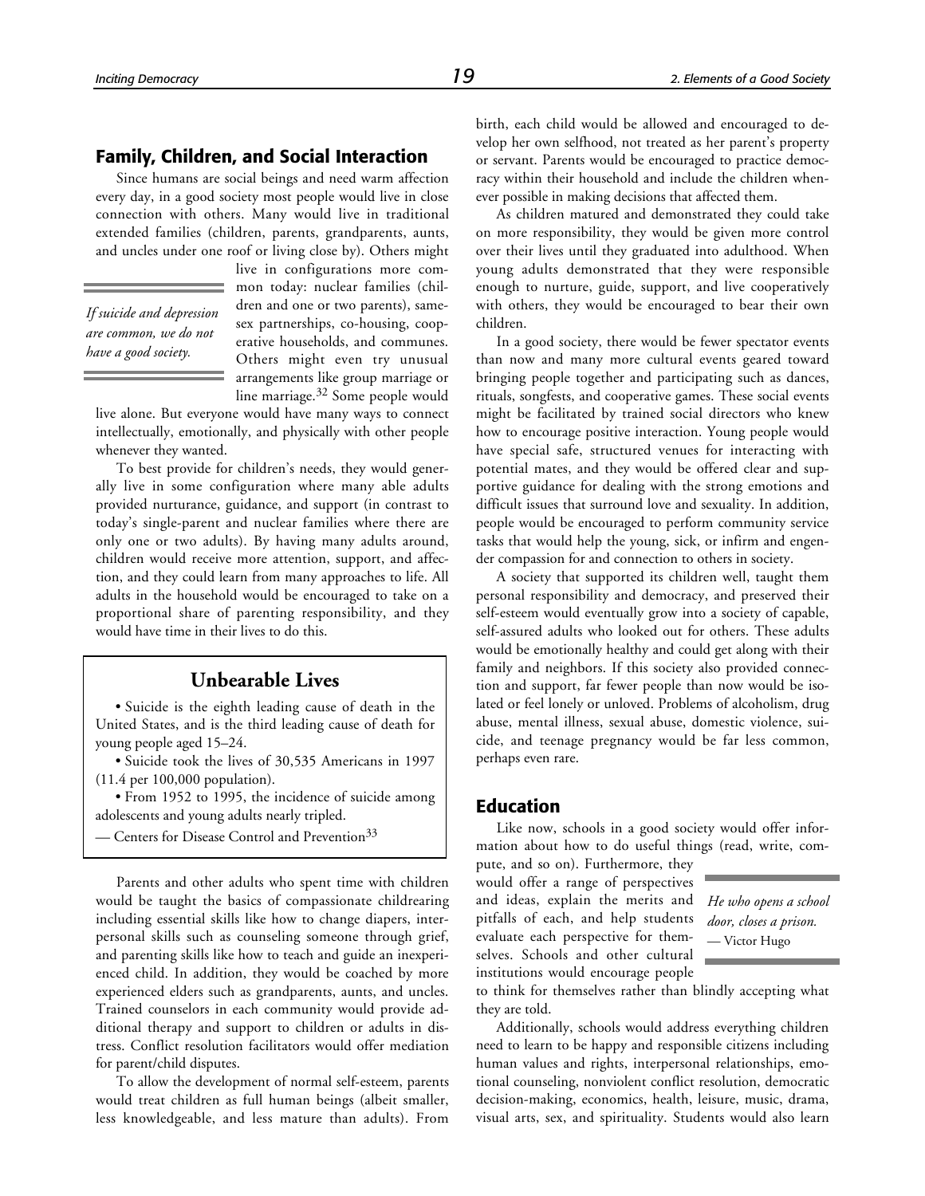## Family, Children, and Social Interaction

Since humans are social beings and need warm affection every day, in a good society most people would live in close connection with others. Many would live in traditional extended families (children, parents, grandparents, aunts, and uncles under one roof or living close by). Others might live in configurations more common today: nuclear families (children and one or two parents), same-sex partnerships, co-housing, cooperative households, and communes. Others might even try unusual arrangements like group marriage or line marriage.[32] Some people would live alone. But everyone would have many ways to connect intellectually, emotionally, and physically with other people whenever they wanted.

*If suicide and depression are common, we do not have a good society.*

To best provide for children's needs, they would generally live in some configuration where many able adults provided nurturance, guidance, and support (in contrast to today's single-parent and nuclear families where there are only one or two adults). By having many adults around, children would receive more attention, support, and affection, and they could learn from many approaches to life. All adults in the household would be encouraged to take on a proportional share of parenting responsibility, and they would have time in their lives to do this.

> ### Unbearable Lives
>
> • Suicide is the eighth leading cause of death in the United States, and is the third leading cause of death for young people aged 15–24.
>
> • Suicide took the lives of 30,535 Americans in 1997 (11.4 per 100,000 population).
>
> • From 1952 to 1995, the incidence of suicide among adolescents and young adults nearly tripled.
>
> — Centers for Disease Control and Prevention[33]

Parents and other adults who spent time with children would be taught the basics of compassionate childrearing including essential skills like how to change diapers, interpersonal skills such as counseling someone through grief, and parenting skills like how to teach and guide an inexperienced child. In addition, they would be coached by more experienced elders such as grandparents, aunts, and uncles. Trained counselors in each community would provide additional therapy and support to children or adults in distress. Conflict resolution facilitators would offer mediation for parent/child disputes.

To allow the development of normal self-esteem, parents would treat children as full human beings (albeit smaller, less knowledgeable, and less mature than adults). From birth, each child would be allowed and encouraged to develop her own selfhood, not treated as her parent's property or servant. Parents would be encouraged to practice democracy within their household and include the children whenever possible in making decisions that affected them.

As children matured and demonstrated they could take on more responsibility, they would be given more control over their lives until they graduated into adulthood. When young adults demonstrated that they were responsible enough to nurture, guide, support, and live cooperatively with others, they would be encouraged to bear their own children.

In a good society, there would be fewer spectator events than now and many more cultural events geared toward bringing people together and participating such as dances, rituals, songfests, and cooperative games. These social events might be facilitated by trained social directors who knew how to encourage positive interaction. Young people would have special safe, structured venues for interacting with potential mates, and they would be offered clear and supportive guidance for dealing with the strong emotions and difficult issues that surround love and sexuality. In addition, people would be encouraged to perform community service tasks that would help the young, sick, or infirm and engender compassion for and connection to others in society.

A society that supported its children well, taught them personal responsibility and democracy, and preserved their self-esteem would eventually grow into a society of capable, self-assured adults who looked out for others. These adults would be emotionally healthy and could get along with their family and neighbors. If this society also provided connection and support, far fewer people than now would be isolated or feel lonely or unloved. Problems of alcoholism, drug abuse, mental illness, sexual abuse, domestic violence, suicide, and teenage pregnancy would be far less common, perhaps even rare.

## Education

Like now, schools in a good society would offer information about how to do useful things (read, write, compute, and so on). Furthermore, they would offer a range of perspectives and ideas, explain the merits and pitfalls of each, and help students evaluate each perspective for themselves. Schools and other cultural institutions would encourage people to think for themselves rather than blindly accepting what they are told.

*He who opens a school door, closes a prison.*
— Victor Hugo

Additionally, schools would address everything children need to learn to be happy and responsible citizens including human values and rights, interpersonal relationships, emotional counseling, nonviolent conflict resolution, democratic decision-making, economics, health, leisure, music, drama, visual arts, sex, and spirituality. Students would also learn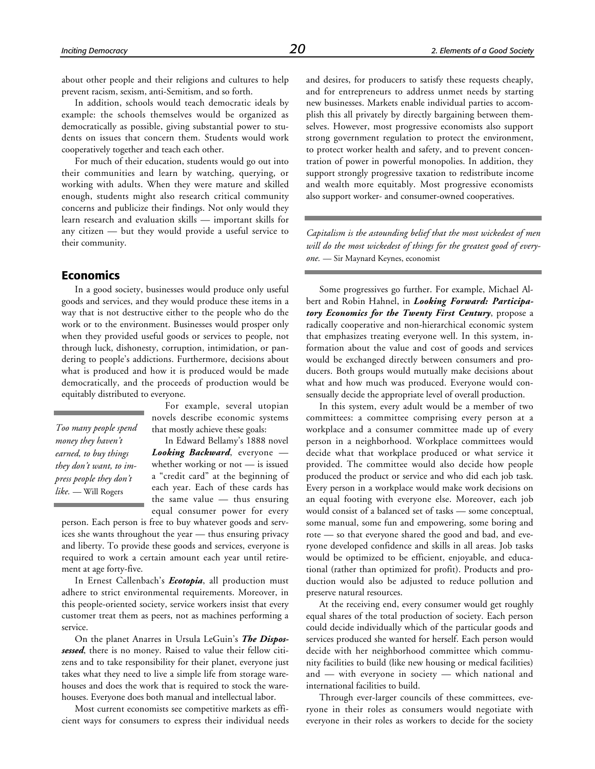about other people and their religions and cultures to help prevent racism, sexism, anti-Semitism, and so forth.

In addition, schools would teach democratic ideals by example: the schools themselves would be organized as democratically as possible, giving substantial power to students on issues that concern them. Students would work cooperatively together and teach each other.

For much of their education, students would go out into their communities and learn by watching, querying, or working with adults. When they were mature and skilled enough, students might also research critical community concerns and publicize their findings. Not only would they learn research and evaluation skills — important skills for any citizen — but they would provide a useful service to their community.

## Economics

In a good society, businesses would produce only useful goods and services, and they would produce these items in a way that is not destructive either to the people who do the work or to the environment. Businesses would prosper only when they provided useful goods or services to people, not through luck, dishonesty, corruption, intimidation, or pandering to people's addictions. Furthermore, decisions about what is produced and how it is produced would be made democratically, and the proceeds of production would be equitably distributed to everyone.

*Too many people spend money they haven't earned, to buy things they don't want, to impress people they don't like.* — Will Rogers

For example, several utopian novels describe economic systems that mostly achieve these goals:

In Edward Bellamy's 1888 novel ***Looking Backward***, everyone — whether working or not — is issued a "credit card" at the beginning of each year. Each of these cards has the same value — thus ensuring equal consumer power for every person. Each person is free to buy whatever goods and services she wants throughout the year — thus ensuring privacy and liberty. To provide these goods and services, everyone is required to work a certain amount each year until retirement at age forty-five.

In Ernest Callenbach's ***Ecotopia***, all production must adhere to strict environmental requirements. Moreover, in this people-oriented society, service workers insist that every customer treat them as peers, not as machines performing a service.

On the planet Anarres in Ursula LeGuin's ***The Dispossessed***, there is no money. Raised to value their fellow citizens and to take responsibility for their planet, everyone just takes what they need to live a simple life from storage warehouses and does the work that is required to stock the warehouses. Everyone does both manual and intellectual labor.

Most current economists see competitive markets as efficient ways for consumers to express their individual needs and desires, for producers to satisfy these requests cheaply, and for entrepreneurs to address unmet needs by starting new businesses. Markets enable individual parties to accomplish this all privately by directly bargaining between themselves. However, most progressive economists also support strong government regulation to protect the environment, to protect worker health and safety, and to prevent concentration of power in powerful monopolies. In addition, they support strongly progressive taxation to redistribute income and wealth more equitably. Most progressive economists also support worker- and consumer-owned cooperatives.

*Capitalism is the astounding belief that the most wickedest of men will do the most wickedest of things for the greatest good of everyone.* — Sir Maynard Keynes, economist

Some progressives go further. For example, Michael Albert and Robin Hahnel, in ***Looking Forward: Participatory Economics for the Twenty First Century***, propose a radically cooperative and non-hierarchical economic system that emphasizes treating everyone well. In this system, information about the value and cost of goods and services would be exchanged directly between consumers and producers. Both groups would mutually make decisions about what and how much was produced. Everyone would consensually decide the appropriate level of overall production.

In this system, every adult would be a member of two committees: a committee comprising every person at a workplace and a consumer committee made up of every person in a neighborhood. Workplace committees would decide what that workplace produced or what service it provided. The committee would also decide how people produced the product or service and who did each job task. Every person in a workplace would make work decisions on an equal footing with everyone else. Moreover, each job would consist of a balanced set of tasks — some conceptual, some manual, some fun and empowering, some boring and rote — so that everyone shared the good and bad, and everyone developed confidence and skills in all areas. Job tasks would be optimized to be efficient, enjoyable, and educational (rather than optimized for profit). Products and production would also be adjusted to reduce pollution and preserve natural resources.

At the receiving end, every consumer would get roughly equal shares of the total production of society. Each person could decide individually which of the particular goods and services produced she wanted for herself. Each person would decide with her neighborhood committee which community facilities to build (like new housing or medical facilities) and — with everyone in society — which national and international facilities to build.

Through ever-larger councils of these committees, everyone in their roles as consumers would negotiate with everyone in their roles as workers to decide for the society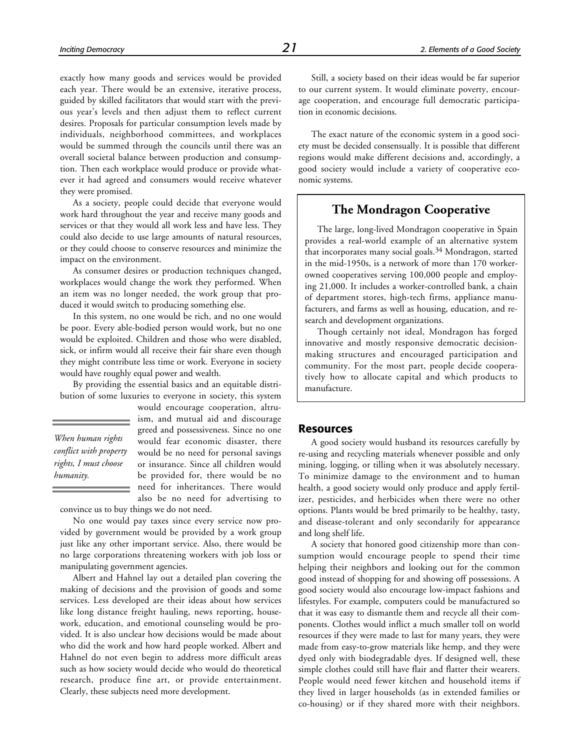exactly how many goods and services would be provided each year. There would be an extensive, iterative process, guided by skilled facilitators that would start with the previous year's levels and then adjust them to reflect current desires. Proposals for particular consumption levels made by individuals, neighborhood committees, and workplaces would be summed through the councils until there was an overall societal balance between production and consumption. Then each workplace would produce or provide whatever it had agreed and consumers would receive whatever they were promised.

As a society, people could decide that everyone would work hard throughout the year and receive many goods and services or that they would all work less and have less. They could also decide to use large amounts of natural resources, or they could choose to conserve resources and minimize the impact on the environment.

As consumer desires or production techniques changed, workplaces would change the work they performed. When an item was no longer needed, the work group that produced it would switch to producing something else.

In this system, no one would be rich, and no one would be poor. Every able-bodied person would work, but no one would be exploited. Children and those who were disabled, sick, or infirm would all receive their fair share even though they might contribute less time or work. Everyone in society would have roughly equal power and wealth.

By providing the essential basics and an equitable distribution of some luxuries to everyone in society, this system would encourage cooperation, altruism, and mutual aid and discourage greed and possessiveness. Since no one would fear economic disaster, there would be no need for personal savings or insurance. Since all children would be provided for, there would be no need for inheritances. There would also be no need for advertising to convince us to buy things we do not need.

*When human rights conflict with property rights, I must choose humanity.*

No one would pay taxes since every service now provided by government would be provided by a work group just like any other important service. Also, there would be no large corporations threatening workers with job loss or manipulating government agencies.

Albert and Hahnel lay out a detailed plan covering the making of decisions and the provision of goods and some services. Less developed are their ideas about how services like long distance freight hauling, news reporting, housework, education, and emotional counseling would be provided. It is also unclear how decisions would be made about who did the work and how hard people worked. Albert and Hahnel do not even begin to address more difficult areas such as how society would decide who would do theoretical research, produce fine art, or provide entertainment. Clearly, these subjects need more development.

Still, a society based on their ideas would be far superior to our current system. It would eliminate poverty, encourage cooperation, and encourage full democratic participation in economic decisions.

The exact nature of the economic system in a good society must be decided consensually. It is possible that different regions would make different decisions and, accordingly, a good society would include a variety of cooperative economic systems.

## The Mondragon Cooperative

The large, long-lived Mondragon cooperative in Spain provides a real-world example of an alternative system that incorporates many social goals.[34] Mondragon, started in the mid-1950s, is a network of more than 170 worker-owned cooperatives serving 100,000 people and employing 21,000. It includes a worker-controlled bank, a chain of department stores, high-tech firms, appliance manufacturers, and farms as well as housing, education, and research and development organizations.

Though certainly not ideal, Mondragon has forged innovative and mostly responsive democratic decision-making structures and encouraged participation and community. For the most part, people decide cooperatively how to allocate capital and which products to manufacture.

### Resources

A good society would husband its resources carefully by re-using and recycling materials whenever possible and only mining, logging, or tilling when it was absolutely necessary. To minimize damage to the environment and to human health, a good society would only produce and apply fertilizer, pesticides, and herbicides when there were no other options. Plants would be bred primarily to be healthy, tasty, and disease-tolerant and only secondarily for appearance and long shelf life.

A society that honored good citizenship more than consumption would encourage people to spend their time helping their neighbors and looking out for the common good instead of shopping for and showing off possessions. A good society would also encourage low-impact fashions and lifestyles. For example, computers could be manufactured so that it was easy to dismantle them and recycle all their components. Clothes would inflict a much smaller toll on world resources if they were made to last for many years, they were made from easy-to-grow materials like hemp, and they were dyed only with biodegradable dyes. If designed well, these simple clothes could still have flair and flatter their wearers. People would need fewer kitchen and household items if they lived in larger households (as in extended families or co-housing) or if they shared more with their neighbors.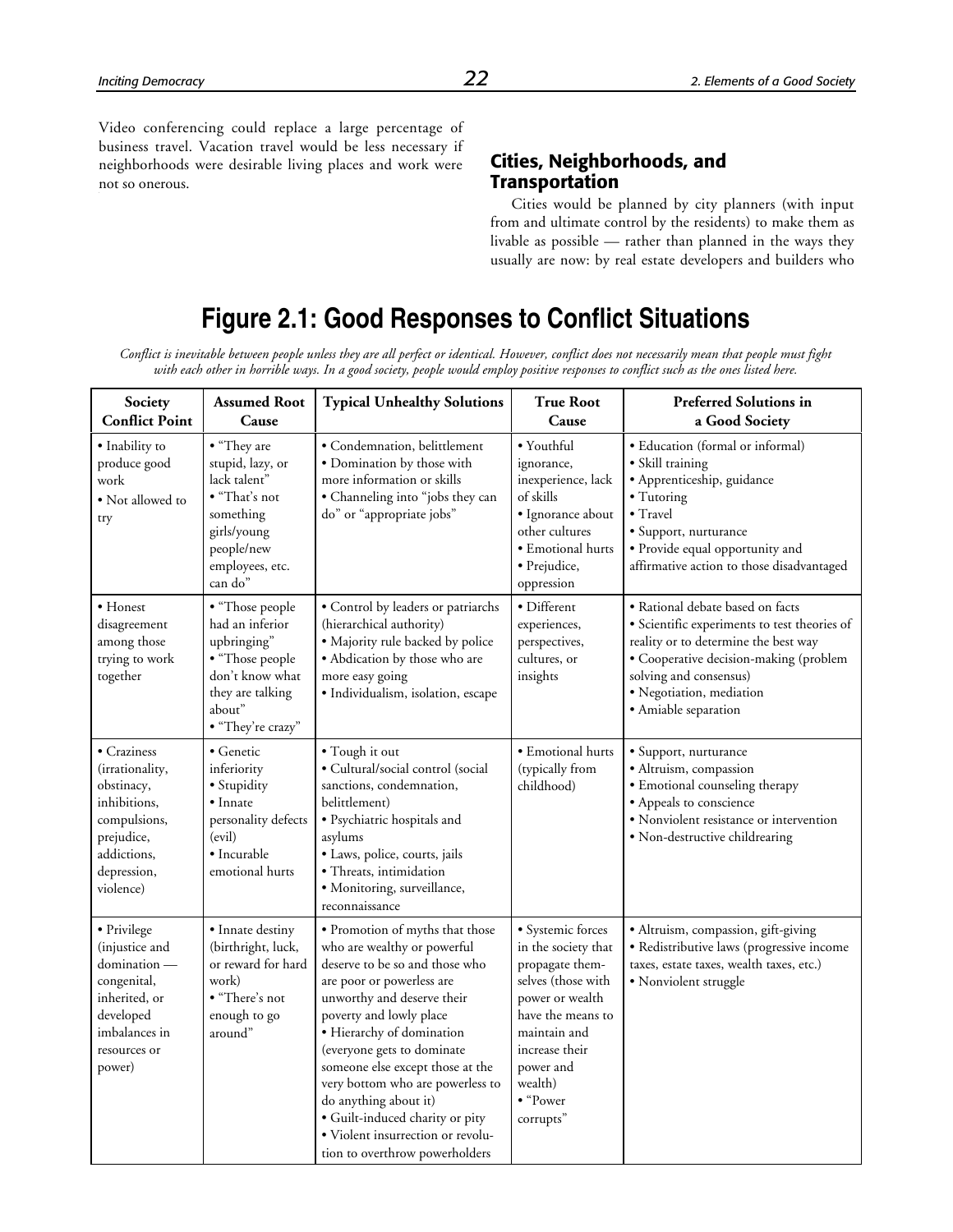Video conferencing could replace a large percentage of business travel. Vacation travel would be less necessary if neighborhoods were desirable living places and work were not so onerous.

## Cities, Neighborhoods, and Transportation

Cities would be planned by city planners (with input from and ultimate control by the residents) to make them as livable as possible — rather than planned in the ways they usually are now: by real estate developers and builders who

## Figure 2.1: Good Responses to Conflict Situations

*Conflict is inevitable between people unless they are all perfect or identical. However, conflict does not necessarily mean that people must fight with each other in horrible ways. In a good society, people would employ positive responses to conflict such as the ones listed here.*

| Society Conflict Point | Assumed Root Cause | Typical Unhealthy Solutions | True Root Cause | Preferred Solutions in a Good Society |
|---|---|---|---|---|
| • Inability to produce good work<br>• Not allowed to try | • "They are stupid, lazy, or lack talent"<br>• "That's not something girls/young people/new employees, etc. can do" | • Condemnation, belittlement<br>• Domination by those with more information or skills<br>• Channeling into "jobs they can do" or "appropriate jobs" | • Youthful ignorance, inexperience, lack of skills<br>• Ignorance about other cultures<br>• Emotional hurts<br>• Prejudice, oppression | • Education (formal or informal)<br>• Skill training<br>• Apprenticeship, guidance<br>• Tutoring<br>• Travel<br>• Support, nurturance<br>• Provide equal opportunity and affirmative action to those disadvantaged |
| • Honest disagreement among those trying to work together | • "Those people had an inferior upbringing"<br>• "Those people don't know what they are talking about"<br>• "They're crazy" | • Control by leaders or patriarchs (hierarchical authority)<br>• Majority rule backed by police<br>• Abdication by those who are more easy going<br>• Individualism, isolation, escape | • Different experiences, perspectives, cultures, or insights | • Rational debate based on facts<br>• Scientific experiments to test theories of reality or to determine the best way<br>• Cooperative decision-making (problem solving and consensus)<br>• Negotiation, mediation<br>• Amiable separation |
| • Craziness (irrationality, obstinacy, inhibitions, compulsions, prejudice, addictions, depression, violence) | • Genetic inferiority<br>• Stupidity<br>• Innate personality defects (evil)<br>• Incurable emotional hurts | • Tough it out<br>• Cultural/social control (social sanctions, condemnation, belittlement)<br>• Psychiatric hospitals and asylums<br>• Laws, police, courts, jails<br>• Threats, intimidation<br>• Monitoring, surveillance, reconnaissance | • Emotional hurts (typically from childhood) | • Support, nurturance<br>• Altruism, compassion<br>• Emotional counseling therapy<br>• Appeals to conscience<br>• Nonviolent resistance or intervention<br>• Non-destructive childrearing |
| • Privilege (injustice and domination — congenital, inherited, or developed imbalances in resources or power) | • Innate destiny (birthright, luck, or reward for hard work)<br>• "There's not enough to go around" | • Promotion of myths that those who are wealthy or powerful deserve to be so and those who are poor or powerless are unworthy and deserve their poverty and lowly place<br>• Hierarchy of domination (everyone gets to dominate someone else except those at the very bottom who are powerless to do anything about it)<br>• Guilt-induced charity or pity<br>• Violent insurrection or revolution to overthrow powerholders | • Systemic forces in the society that propagate themselves (those with power or wealth have the means to maintain and increase their power and wealth)<br>• "Power corrupts" | • Altruism, compassion, gift-giving<br>• Redistributive laws (progressive income taxes, estate taxes, wealth taxes, etc.)<br>• Nonviolent struggle |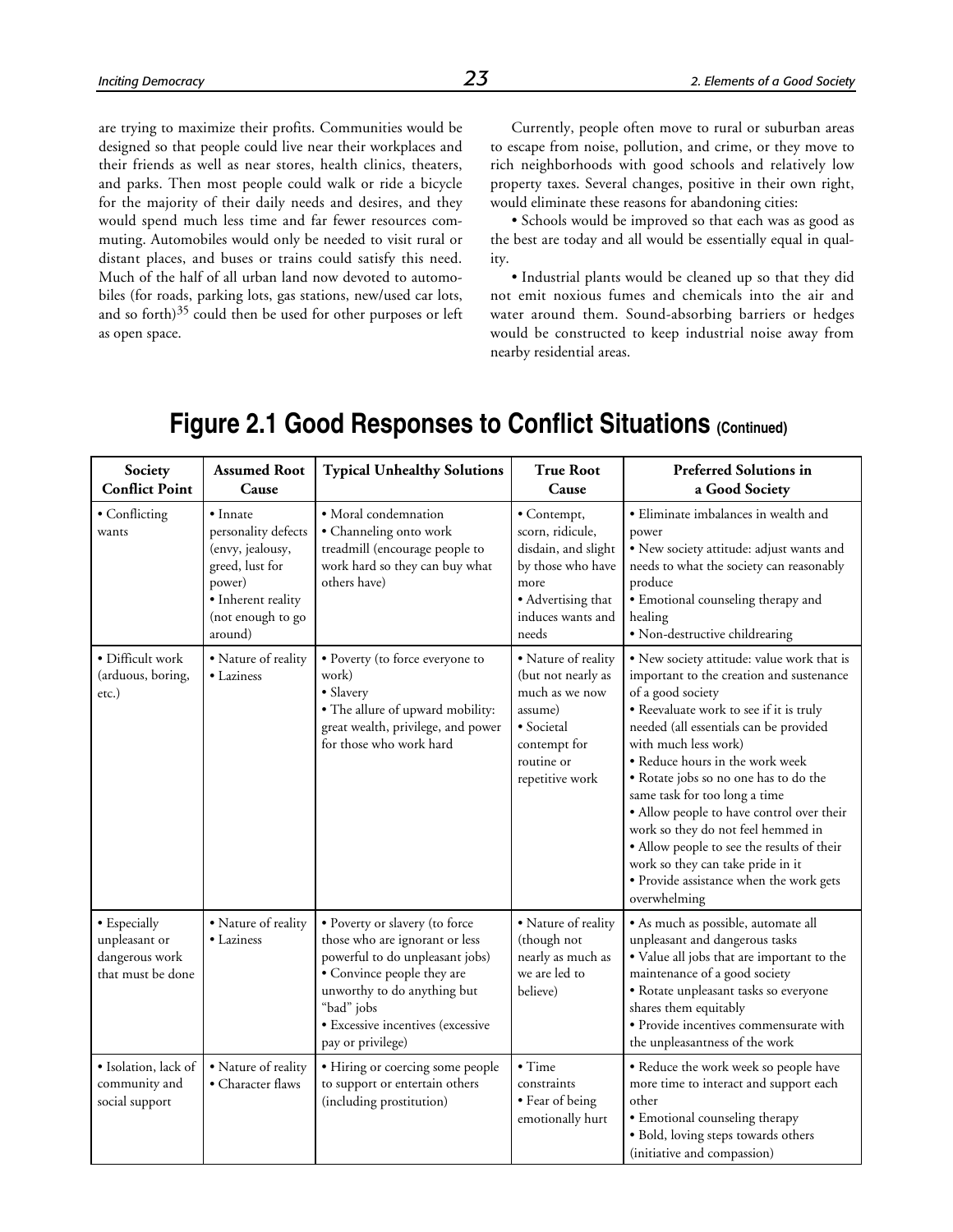are trying to maximize their profits. Communities would be designed so that people could live near their workplaces and their friends as well as near stores, health clinics, theaters, and parks. Then most people could walk or ride a bicycle for the majority of their daily needs and desires, and they would spend much less time and far fewer resources commuting. Automobiles would only be needed to visit rural or distant places, and buses or trains could satisfy this need. Much of the half of all urban land now devoted to automobiles (for roads, parking lots, gas stations, new/used car lots, and so forth)[35] could then be used for other purposes or left as open space.

Currently, people often move to rural or suburban areas to escape from noise, pollution, and crime, or they move to rich neighborhoods with good schools and relatively low property taxes. Several changes, positive in their own right, would eliminate these reasons for abandoning cities:

• Schools would be improved so that each was as good as the best are today and all would be essentially equal in quality.

• Industrial plants would be cleaned up so that they did not emit noxious fumes and chemicals into the air and water around them. Sound-absorbing barriers or hedges would be constructed to keep industrial noise away from nearby residential areas.

## Figure 2.1 Good Responses to Conflict Situations (Continued)

| Society Conflict Point | Assumed Root Cause | Typical Unhealthy Solutions | True Root Cause | Preferred Solutions in a Good Society |
|---|---|---|---|---|
| • Conflicting wants | • Innate personality defects (envy, jealousy, greed, lust for power)<br>• Inherent reality (not enough to go around) | • Moral condemnation<br>• Channeling onto work treadmill (encourage people to work hard so they can buy what others have) | • Contempt, scorn, ridicule, disdain, and slight by those who have more<br>• Advertising that induces wants and needs | • Eliminate imbalances in wealth and power<br>• New society attitude: adjust wants and needs to what the society can reasonably produce<br>• Emotional counseling therapy and healing<br>• Non-destructive childrearing |
| • Difficult work (arduous, boring, etc.) | • Nature of reality<br>• Laziness | • Poverty (to force everyone to work)<br>• Slavery<br>• The allure of upward mobility: great wealth, privilege, and power for those who work hard | • Nature of reality (but not nearly as much as we now assume)<br>• Societal contempt for routine or repetitive work | • New society attitude: value work that is important to the creation and sustenance of a good society<br>• Reevaluate work to see if it is truly needed (all essentials can be provided with much less work)<br>• Reduce hours in the work week<br>• Rotate jobs so no one has to do the same task for too long a time<br>• Allow people to have control over their work so they do not feel hemmed in<br>• Allow people to see the results of their work so they can take pride in it<br>• Provide assistance when the work gets overwhelming |
| • Especially unpleasant or dangerous work that must be done | • Nature of reality<br>• Laziness | • Poverty or slavery (to force those who are ignorant or less powerful to do unpleasant jobs)<br>• Convince people they are unworthy to do anything but "bad" jobs<br>• Excessive incentives (excessive pay or privilege) | • Nature of reality (though not nearly as much as we are led to believe) | • As much as possible, automate all unpleasant and dangerous tasks<br>• Value all jobs that are important to the maintenance of a good society<br>• Rotate unpleasant tasks so everyone shares them equitably<br>• Provide incentives commensurate with the unpleasantness of the work |
| • Isolation, lack of community and social support | • Nature of reality<br>• Character flaws | • Hiring or coercing some people to support or entertain others (including prostitution) | • Time constraints<br>• Fear of being emotionally hurt | • Reduce the work week so people have more time to interact and support each other<br>• Emotional counseling therapy<br>• Bold, loving steps towards others (initiative and compassion) |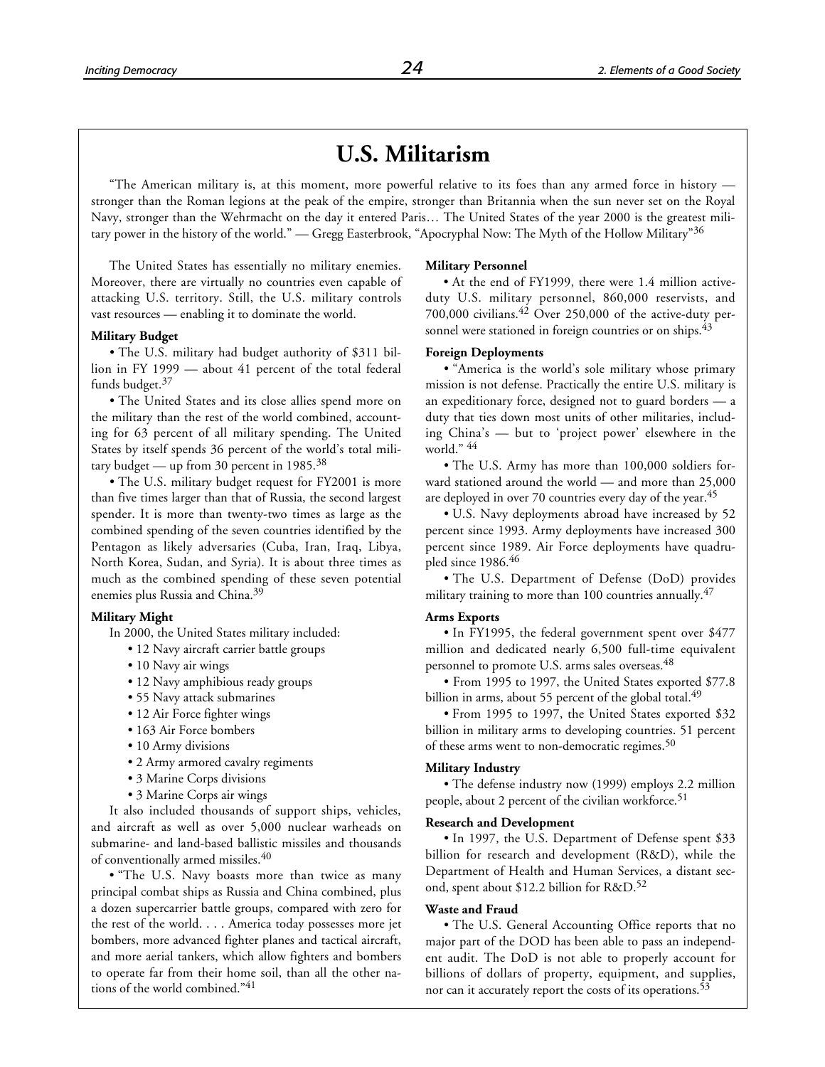# U.S. Militarism

"The American military is, at this moment, more powerful relative to its foes than any armed force in history — stronger than the Roman legions at the peak of the empire, stronger than Britannia when the sun never set on the Royal Navy, stronger than the Wehrmacht on the day it entered Paris… The United States of the year 2000 is the greatest military power in the history of the world." — Gregg Easterbrook, "Apocryphal Now: The Myth of the Hollow Military"[36]

The United States has essentially no military enemies. Moreover, there are virtually no countries even capable of attacking U.S. territory. Still, the U.S. military controls vast resources — enabling it to dominate the world.

**Military Budget**

• The U.S. military had budget authority of $311 billion in FY 1999 — about 41 percent of the total federal funds budget.[37]

• The United States and its close allies spend more on the military than the rest of the world combined, accounting for 63 percent of all military spending. The United States by itself spends 36 percent of the world's total military budget — up from 30 percent in 1985.[38]

• The U.S. military budget request for FY2001 is more than five times larger than that of Russia, the second largest spender. It is more than twenty-two times as large as the combined spending of the seven countries identified by the Pentagon as likely adversaries (Cuba, Iran, Iraq, Libya, North Korea, Sudan, and Syria). It is about three times as much as the combined spending of these seven potential enemies plus Russia and China.[39]

**Military Might**

In 2000, the United States military included:

- 12 Navy aircraft carrier battle groups
- 10 Navy air wings
- 12 Navy amphibious ready groups
- 55 Navy attack submarines
- 12 Air Force fighter wings
- 163 Air Force bombers
- 10 Army divisions
- 2 Army armored cavalry regiments
- 3 Marine Corps divisions
- 3 Marine Corps air wings

It also included thousands of support ships, vehicles, and aircraft as well as over 5,000 nuclear warheads on submarine- and land-based ballistic missiles and thousands of conventionally armed missiles.[40]

• "The U.S. Navy boasts more than twice as many principal combat ships as Russia and China combined, plus a dozen supercarrier battle groups, compared with zero for the rest of the world. . . . America today possesses more jet bombers, more advanced fighter planes and tactical aircraft, and more aerial tankers, which allow fighters and bombers to operate far from their home soil, than all the other nations of the world combined."[41]

**Military Personnel**

• At the end of FY1999, there were 1.4 million active-duty U.S. military personnel, 860,000 reservists, and 700,000 civilians.[42] Over 250,000 of the active-duty personnel were stationed in foreign countries or on ships.[43]

**Foreign Deployments**

• "America is the world's sole military whose primary mission is not defense. Practically the entire U.S. military is an expeditionary force, designed not to guard borders — a duty that ties down most units of other militaries, including China's — but to 'project power' elsewhere in the world." [44]

• The U.S. Army has more than 100,000 soldiers forward stationed around the world — and more than 25,000 are deployed in over 70 countries every day of the year.[45]

• U.S. Navy deployments abroad have increased by 52 percent since 1993. Army deployments have increased 300 percent since 1989. Air Force deployments have quadrupled since 1986.[46]

• The U.S. Department of Defense (DoD) provides military training to more than 100 countries annually.[47]

**Arms Exports**

• In FY1995, the federal government spent over $477 million and dedicated nearly 6,500 full-time equivalent personnel to promote U.S. arms sales overseas.[48]

• From 1995 to 1997, the United States exported $77.8 billion in arms, about 55 percent of the global total.[49]

• From 1995 to 1997, the United States exported $32 billion in military arms to developing countries. 51 percent of these arms went to non-democratic regimes.[50]

**Military Industry**

• The defense industry now (1999) employs 2.2 million people, about 2 percent of the civilian workforce.[51]

**Research and Development**

• In 1997, the U.S. Department of Defense spent $33 billion for research and development (R&D), while the Department of Health and Human Services, a distant second, spent about $12.2 billion for R&D.[52]

**Waste and Fraud**

• The U.S. General Accounting Office reports that no major part of the DOD has been able to pass an independent audit. The DoD is not able to properly account for billions of dollars of property, equipment, and supplies, nor can it accurately report the costs of its operations.[53]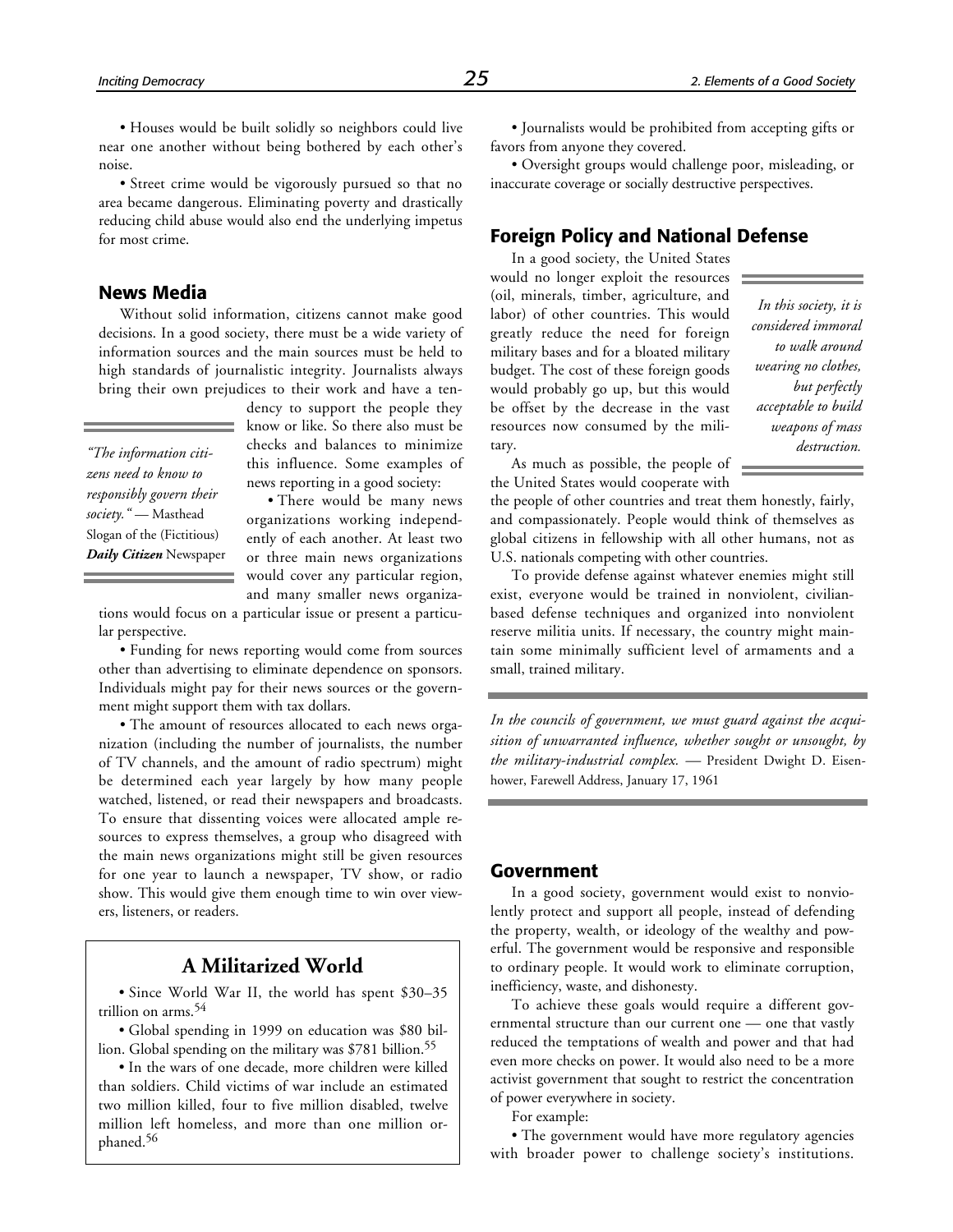• Houses would be built solidly so neighbors could live near one another without being bothered by each other's noise.

• Street crime would be vigorously pursued so that no area became dangerous. Eliminating poverty and drastically reducing child abuse would also end the underlying impetus for most crime.

### News Media

Without solid information, citizens cannot make good decisions. In a good society, there must be a wide variety of information sources and the main sources must be held to high standards of journalistic integrity. Journalists always bring their own prejudices to their work and have a tendency to support the people they know or like. So there also must be checks and balances to minimize this influence. Some examples of news reporting in a good society:

> *"The information citizens need to know to responsibly govern their society."* — Masthead Slogan of the (Fictitious) ***Daily Citizen*** Newspaper

• There would be many news organizations working independently of each another. At least two or three main news organizations would cover any particular region, and many smaller news organizations would focus on a particular issue or present a particular perspective.

• Funding for news reporting would come from sources other than advertising to eliminate dependence on sponsors. Individuals might pay for their news sources or the government might support them with tax dollars.

• The amount of resources allocated to each news organization (including the number of journalists, the number of TV channels, and the amount of radio spectrum) might be determined each year largely by how many people watched, listened, or read their newspapers and broadcasts. To ensure that dissenting voices were allocated ample resources to express themselves, a group who disagreed with the main news organizations might still be given resources for one year to launch a newspaper, TV show, or radio show. This would give them enough time to win over viewers, listeners, or readers.

• Journalists would be prohibited from accepting gifts or favors from anyone they covered.

• Oversight groups would challenge poor, misleading, or inaccurate coverage or socially destructive perspectives.

> ## A Militarized World
>
> • Since World War II, the world has spent \$30–35 trillion on arms.[54]
>
> • Global spending in 1999 on education was \$80 billion. Global spending on the military was \$781 billion.[55]
>
> • In the wars of one decade, more children were killed than soldiers. Child victims of war include an estimated two million killed, four to five million disabled, twelve million left homeless, and more than one million orphaned.[56]

### Foreign Policy and National Defense

In a good society, the United States would no longer exploit the resources (oil, minerals, timber, agriculture, and labor) of other countries. This would greatly reduce the need for foreign military bases and for a bloated military budget. The cost of these foreign goods would probably go up, but this would be offset by the decrease in the vast resources now consumed by the military.

> *In this society, it is considered immoral to walk around wearing no clothes, but perfectly acceptable to build weapons of mass destruction.*

As much as possible, the people of the United States would cooperate with the people of other countries and treat them honestly, fairly, and compassionately. People would think of themselves as global citizens in fellowship with all other humans, not as U.S. nationals competing with other countries.

To provide defense against whatever enemies might still exist, everyone would be trained in nonviolent, civilian-based defense techniques and organized into nonviolent reserve militia units. If necessary, the country might maintain some minimally sufficient level of armaments and a small, trained military.

> *In the councils of government, we must guard against the acquisition of unwarranted influence, whether sought or unsought, by the military-industrial complex.* — President Dwight D. Eisenhower, Farewell Address, January 17, 1961

### Government

In a good society, government would exist to nonviolently protect and support all people, instead of defending the property, wealth, or ideology of the wealthy and powerful. The government would be responsive and responsible to ordinary people. It would work to eliminate corruption, inefficiency, waste, and dishonesty.

To achieve these goals would require a different governmental structure than our current one — one that vastly reduced the temptations of wealth and power and that had even more checks on power. It would also need to be a more activist government that sought to restrict the concentration of power everywhere in society.

For example:

• The government would have more regulatory agencies with broader power to challenge society's institutions.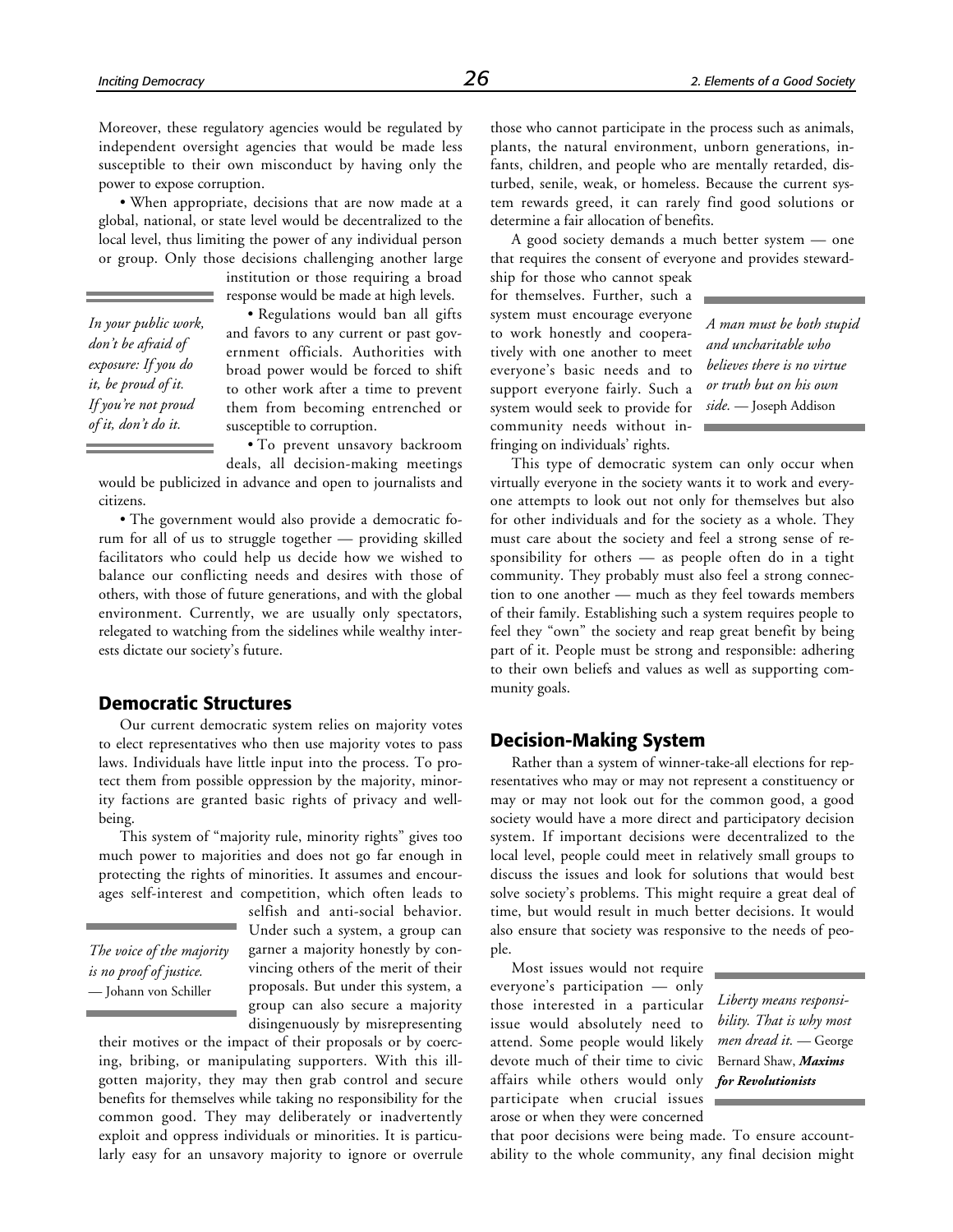Moreover, these regulatory agencies would be regulated by independent oversight agencies that would be made less susceptible to their own misconduct by having only the power to expose corruption.

• When appropriate, decisions that are now made at a global, national, or state level would be decentralized to the local level, thus limiting the power of any individual person or group. Only those decisions challenging another large institution or those requiring a broad response would be made at high levels.

> *In your public work, don't be afraid of exposure: If you do it, be proud of it. If you're not proud of it, don't do it.*

• Regulations would ban all gifts and favors to any current or past government officials. Authorities with broad power would be forced to shift to other work after a time to prevent them from becoming entrenched or susceptible to corruption.

• To prevent unsavory backroom deals, all decision-making meetings would be publicized in advance and open to journalists and citizens.

• The government would also provide a democratic forum for all of us to struggle together — providing skilled facilitators who could help us decide how we wished to balance our conflicting needs and desires with those of others, with those of future generations, and with the global environment. Currently, we are usually only spectators, relegated to watching from the sidelines while wealthy interests dictate our society's future.

## Democratic Structures

Our current democratic system relies on majority votes to elect representatives who then use majority votes to pass laws. Individuals have little input into the process. To protect them from possible oppression by the majority, minority factions are granted basic rights of privacy and well-being.

This system of "majority rule, minority rights" gives too much power to majorities and does not go far enough in protecting the rights of minorities. It assumes and encourages self-interest and competition, which often leads to selfish and anti-social behavior. Under such a system, a group can garner a majority honestly by convincing others of the merit of their proposals. But under this system, a group can also secure a majority disingenuously by misrepresenting their motives or the impact of their proposals or by coercing, bribing, or manipulating supporters. With this ill-gotten majority, they may then grab control and secure benefits for themselves while taking no responsibility for the common good. They may deliberately or inadvertently exploit and oppress individuals or minorities. It is particularly easy for an unsavory majority to ignore or overrule those who cannot participate in the process such as animals, plants, the natural environment, unborn generations, infants, children, and people who are mentally retarded, disturbed, senile, weak, or homeless. Because the current system rewards greed, it can rarely find good solutions or determine a fair allocation of benefits.

> *The voice of the majority is no proof of justice.* — Johann von Schiller

A good society demands a much better system — one that requires the consent of everyone and provides stewardship for those who cannot speak for themselves. Further, such a system must encourage everyone to work honestly and cooperatively with one another to meet everyone's basic needs and to support everyone fairly. Such a system would seek to provide for community needs without infringing on individuals' rights.

> *A man must be both stupid and uncharitable who believes there is no virtue or truth but on his own side.* — Joseph Addison

This type of democratic system can only occur when virtually everyone in the society wants it to work and everyone attempts to look out not only for themselves but also for other individuals and for the society as a whole. They must care about the society and feel a strong sense of responsibility for others — as people often do in a tight community. They probably must also feel a strong connection to one another — much as they feel towards members of their family. Establishing such a system requires people to feel they "own" the society and reap great benefit by being part of it. People must be strong and responsible: adhering to their own beliefs and values as well as supporting community goals.

## Decision-Making System

Rather than a system of winner-take-all elections for representatives who may or may not represent a constituency or may or may not look out for the common good, a good society would have a more direct and participatory decision system. If important decisions were decentralized to the local level, people could meet in relatively small groups to discuss the issues and look for solutions that would best solve society's problems. This might require a great deal of time, but would result in much better decisions. It would also ensure that society was responsive to the needs of people.

Most issues would not require everyone's participation — only those interested in a particular issue would absolutely need to attend. Some people would likely devote much of their time to civic affairs while others would only participate when crucial issues arose or when they were concerned that poor decisions were being made. To ensure accountability to the whole community, any final decision might

> *Liberty means responsibility. That is why most men dread it.* — George Bernard Shaw, ***Maxims for Revolutionists***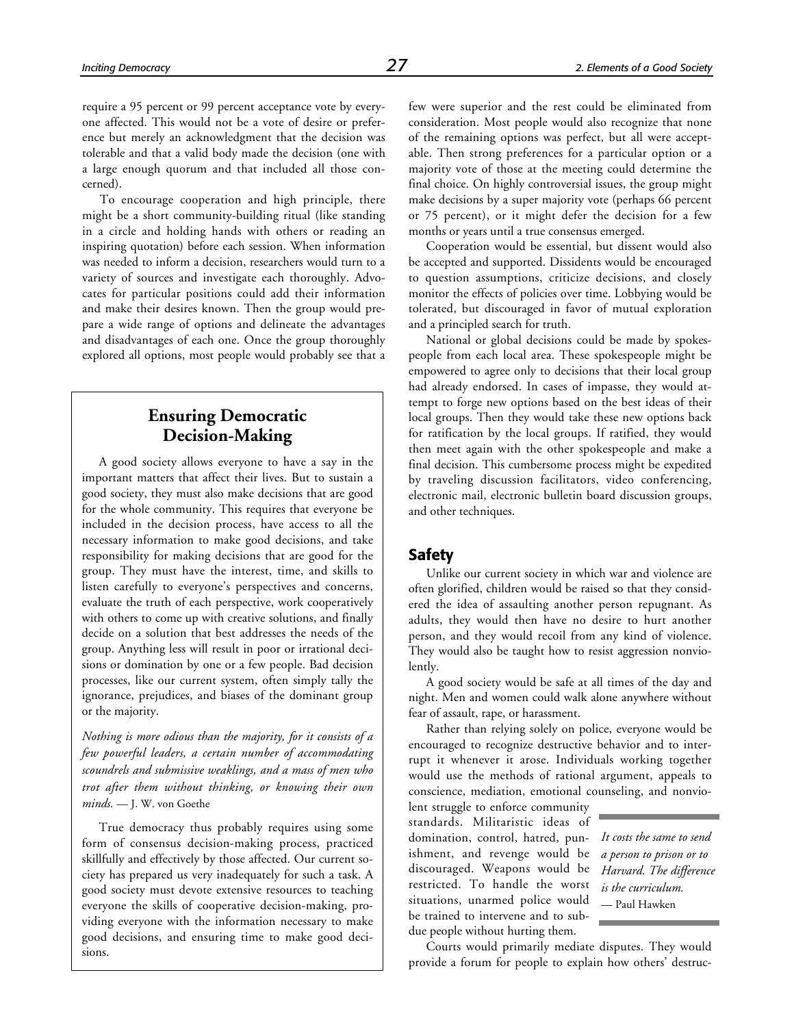require a 95 percent or 99 percent acceptance vote by everyone affected. This would not be a vote of desire or preference but merely an acknowledgment that the decision was tolerable and that a valid body made the decision (one with a large enough quorum and that included all those concerned).

To encourage cooperation and high principle, there might be a short community-building ritual (like standing in a circle and holding hands with others or reading an inspiring quotation) before each session. When information was needed to inform a decision, researchers would turn to a variety of sources and investigate each thoroughly. Advocates for particular positions could add their information and make their desires known. Then the group would prepare a wide range of options and delineate the advantages and disadvantages of each one. Once the group thoroughly explored all options, most people would probably see that a few were superior and the rest could be eliminated from consideration. Most people would also recognize that none of the remaining options was perfect, but all were acceptable. Then strong preferences for a particular option or a majority vote of those at the meeting could determine the final choice. On highly controversial issues, the group might make decisions by a super majority vote (perhaps 66 percent or 75 percent), or it might defer the decision for a few months or years until a true consensus emerged.

Cooperation would be essential, but dissent would also be accepted and supported. Dissidents would be encouraged to question assumptions, criticize decisions, and closely monitor the effects of policies over time. Lobbying would be tolerated, but discouraged in favor of mutual exploration and a principled search for truth.

National or global decisions could be made by spokespeople from each local area. These spokespeople might be empowered to agree only to decisions that their local group had already endorsed. In cases of impasse, they would attempt to forge new options based on the best ideas of their local groups. Then they would take these new options back for ratification by the local groups. If ratified, they would then meet again with the other spokespeople and make a final decision. This cumbersome process might be expedited by traveling discussion facilitators, video conferencing, electronic mail, electronic bulletin board discussion groups, and other techniques.

### Ensuring Democratic Decision-Making

A good society allows everyone to have a say in the important matters that affect their lives. But to sustain a good society, they must also make decisions that are good for the whole community. This requires that everyone be included in the decision process, have access to all the necessary information to make good decisions, and take responsibility for making decisions that are good for the group. They must have the interest, time, and skills to listen carefully to everyone's perspectives and concerns, evaluate the truth of each perspective, work cooperatively with others to come up with creative solutions, and finally decide on a solution that best addresses the needs of the group. Anything less will result in poor or irrational decisions or domination by one or a few people. Bad decision processes, like our current system, often simply tally the ignorance, prejudices, and biases of the dominant group or the majority.

*Nothing is more odious than the majority, for it consists of a few powerful leaders, a certain number of accommodating scoundrels and submissive weaklings, and a mass of men who trot after them without thinking, or knowing their own minds.* — J. W. von Goethe

True democracy thus probably requires using some form of consensus decision-making process, practiced skillfully and effectively by those affected. Our current society has prepared us very inadequately for such a task. A good society must devote extensive resources to teaching everyone the skills of cooperative decision-making, providing everyone with the information necessary to make good decisions, and ensuring time to make good decisions.

## Safety

Unlike our current society in which war and violence are often glorified, children would be raised so that they consider the idea of assaulting another person repugnant. As adults, they would then have no desire to hurt another person, and they would recoil from any kind of violence. They would also be taught how to resist aggression nonviolently.

A good society would be safe at all times of the day and night. Men and women could walk alone anywhere without fear of assault, rape, or harassment.

Rather than relying solely on police, everyone would be encouraged to recognize destructive behavior and to interrupt it whenever it arose. Individuals working together would use the methods of rational argument, appeals to conscience, mediation, emotional counseling, and nonviolent struggle to enforce community standards. Militaristic ideas of domination, control, hatred, punishment, and revenge would be discouraged. Weapons would be restricted. To handle the worst situations, unarmed police would be trained to intervene and to subdue people without hurting them.

*It costs the same to send a person to prison or to Harvard. The difference is the curriculum.* — Paul Hawken

Courts would primarily mediate disputes. They would provide a forum for people to explain how others' destruc-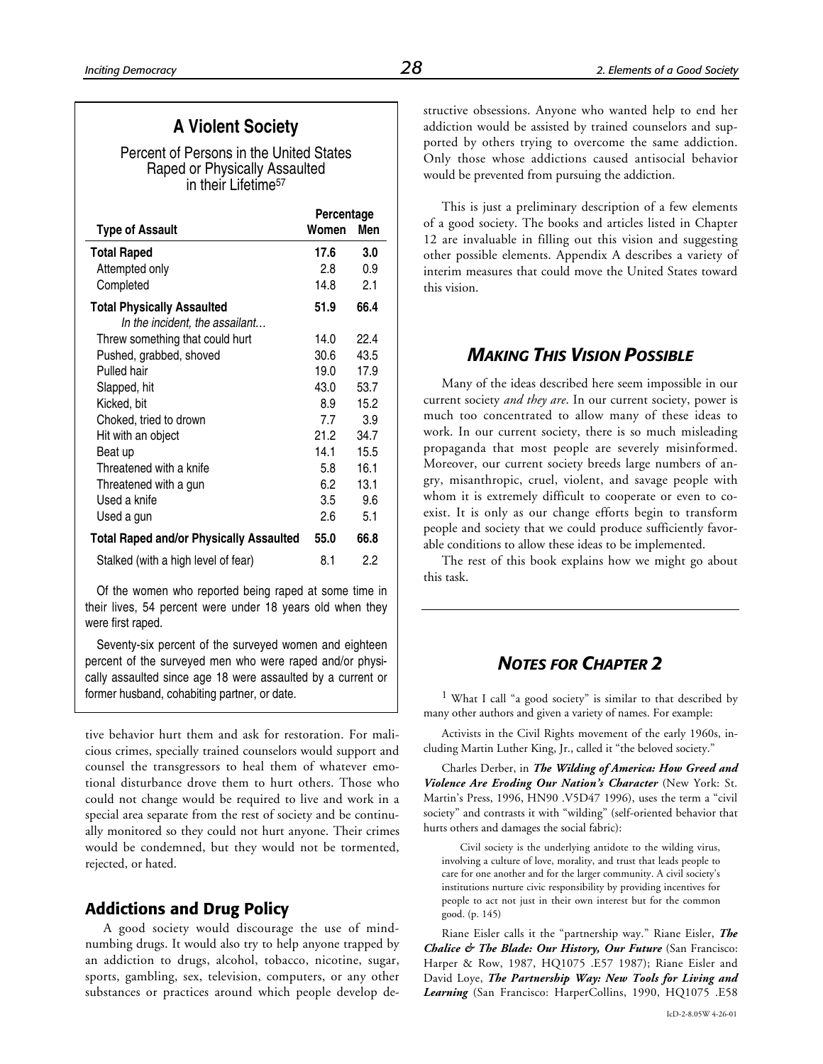## A Violent Society

Percent of Persons in the United States Raped or Physically Assaulted in their Lifetime[57]

| Type of Assault | Percentage | |
|---|---|---|
| | Women | Men |
| **Total Raped** | **17.6** | **3.0** |
| Attempted only | 2.8 | 0.9 |
| Completed | 14.8 | 2.1 |
| **Total Physically Assaulted** | **51.9** | **66.4** |
| *In the incident, the assailant…* | | |
| Threw something that could hurt | 14.0 | 22.4 |
| Pushed, grabbed, shoved | 30.6 | 43.5 |
| Pulled hair | 19.0 | 17.9 |
| Slapped, hit | 43.0 | 53.7 |
| Kicked, bit | 8.9 | 15.2 |
| Choked, tried to drown | 7.7 | 3.9 |
| Hit with an object | 21.2 | 34.7 |
| Beat up | 14.1 | 15.5 |
| Threatened with a knife | 5.8 | 16.1 |
| Threatened with a gun | 6.2 | 13.1 |
| Used a knife | 3.5 | 9.6 |
| Used a gun | 2.6 | 5.1 |
| **Total Raped and/or Physically Assaulted** | **55.0** | **66.8** |
| Stalked (with a high level of fear) | 8.1 | 2.2 |

Of the women who reported being raped at some time in their lives, 54 percent were under 18 years old when they were first raped.

Seventy-six percent of the surveyed women and eighteen percent of the surveyed men who were raped and/or physically assaulted since age 18 were assaulted by a current or former husband, cohabiting partner, or date.

tive behavior hurt them and ask for restoration. For malicious crimes, specially trained counselors would support and counsel the transgressors to heal them of whatever emotional disturbance drove them to hurt others. Those who could not change would be required to live and work in a special area separate from the rest of society and be continually monitored so they could not hurt anyone. Their crimes would be condemned, but they would not be tormented, rejected, or hated.

### Addictions and Drug Policy

A good society would discourage the use of mind-numbing drugs. It would also try to help anyone trapped by an addiction to drugs, alcohol, tobacco, nicotine, sugar, sports, gambling, sex, television, computers, or any other substances or practices around which people develop destructive obsessions. Anyone who wanted help to end her addiction would be assisted by trained counselors and supported by others trying to overcome the same addiction. Only those whose addictions caused antisocial behavior would be prevented from pursuing the addiction.

This is just a preliminary description of a few elements of a good society. The books and articles listed in Chapter 12 are invaluable in filling out this vision and suggesting other possible elements. Appendix A describes a variety of interim measures that could move the United States toward this vision.

## *Making This Vision Possible*

Many of the ideas described here seem impossible in our current society *and they are*. In our current society, power is much too concentrated to allow many of these ideas to work. In our current society, there is so much misleading propaganda that most people are severely misinformed. Moreover, our current society breeds large numbers of angry, misanthropic, cruel, violent, and savage people with whom it is extremely difficult to cooperate or even to coexist. It is only as our change efforts begin to transform people and society that we could produce sufficiently favorable conditions to allow these ideas to be implemented.

The rest of this book explains how we might go about this task.

## *Notes for Chapter 2*

[1] What I call "a good society" is similar to that described by many other authors and given a variety of names. For example:

Activists in the Civil Rights movement of the early 1960s, including Martin Luther King, Jr., called it "the beloved society."

Charles Derber, in ***The Wilding of America: How Greed and Violence Are Eroding Our Nation's Character*** (New York: St. Martin's Press, 1996, HN90 .V5D47 1996), uses the term a "civil society" and contrasts it with "wilding" (self-oriented behavior that hurts others and damages the social fabric):

> Civil society is the underlying antidote to the wilding virus, involving a culture of love, morality, and trust that leads people to care for one another and for the larger community. A civil society's institutions nurture civic responsibility by providing incentives for people to act not just in their own interest but for the common good. (p. 145)

Riane Eisler calls it the "partnership way." Riane Eisler, ***The Chalice & The Blade: Our History, Our Future*** (San Francisco: Harper & Row, 1987, HQ1075 .E57 1987); Riane Eisler and David Loye, ***The Partnership Way: New Tools for Living and Learning*** (San Francisco: HarperCollins, 1990, HQ1075 .E58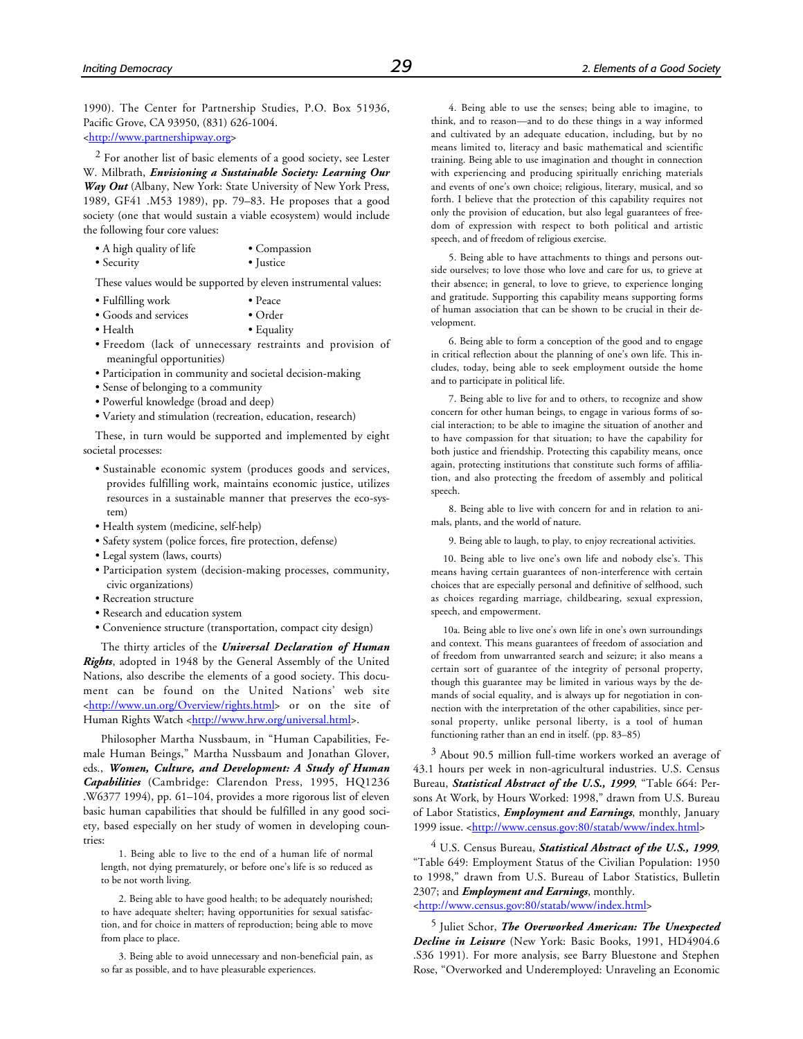1990). The Center for Partnership Studies, P.O. Box 51936, Pacific Grove, CA 93950, (831) 626-1004. <http://www.partnershipway.org>

[2] For another list of basic elements of a good society, see Lester W. Milbrath, ***Envisioning a Sustainable Society: Learning Our Way Out*** (Albany, New York: State University of New York Press, 1989, GF41 .M53 1989), pp. 79–83. He proposes that a good society (one that would sustain a viable ecosystem) would include the following four core values:

- A high quality of life
- Compassion
- Security
- Justice

These values would be supported by eleven instrumental values:

- Fulfilling work
- Peace
- Goods and services
- Order
- Health
- Equality
- Freedom (lack of unnecessary restraints and provision of meaningful opportunities)
- Participation in community and societal decision-making
- Sense of belonging to a community
- Powerful knowledge (broad and deep)
- Variety and stimulation (recreation, education, research)

These, in turn would be supported and implemented by eight societal processes:

- Sustainable economic system (produces goods and services, provides fulfilling work, maintains economic justice, utilizes resources in a sustainable manner that preserves the eco-system)
- Health system (medicine, self-help)
- Safety system (police forces, fire protection, defense)
- Legal system (laws, courts)
- Participation system (decision-making processes, community, civic organizations)
- Recreation structure
- Research and education system
- Convenience structure (transportation, compact city design)

The thirty articles of the ***Universal Declaration of Human Rights***, adopted in 1948 by the General Assembly of the United Nations, also describe the elements of a good society. This document can be found on the United Nations' web site <http://www.un.org/Overview/rights.html> or on the site of Human Rights Watch <http://www.hrw.org/universal.html>.

Philosopher Martha Nussbaum, in "Human Capabilities, Female Human Beings," Martha Nussbaum and Jonathan Glover, eds., ***Women, Culture, and Development: A Study of Human Capabilities*** (Cambridge: Clarendon Press, 1995, HQ1236 .W6377 1994), pp. 61–104, provides a more rigorous list of eleven basic human capabilities that should be fulfilled in any good society, based especially on her study of women in developing countries:

> 1. Being able to live to the end of a human life of normal length, not dying prematurely, or before one's life is so reduced as to be not worth living.
>
> 2. Being able to have good health; to be adequately nourished; to have adequate shelter; having opportunities for sexual satisfaction, and for choice in matters of reproduction; being able to move from place to place.
>
> 3. Being able to avoid unnecessary and non-beneficial pain, as so far as possible, and to have pleasurable experiences.
>
> 4. Being able to use the senses; being able to imagine, to think, and to reason—and to do these things in a way informed and cultivated by an adequate education, including, but by no means limited to, literacy and basic mathematical and scientific training. Being able to use imagination and thought in connection with experiencing and producing spiritually enriching materials and events of one's own choice; religious, literary, musical, and so forth. I believe that the protection of this capability requires not only the provision of education, but also legal guarantees of freedom of expression with respect to both political and artistic speech, and of freedom of religious exercise.
>
> 5. Being able to have attachments to things and persons outside ourselves; to love those who love and care for us, to grieve at their absence; in general, to love to grieve, to experience longing and gratitude. Supporting this capability means supporting forms of human association that can be shown to be crucial in their development.
>
> 6. Being able to form a conception of the good and to engage in critical reflection about the planning of one's own life. This includes, today, being able to seek employment outside the home and to participate in political life.
>
> 7. Being able to live for and to others, to recognize and show concern for other human beings, to engage in various forms of social interaction; to be able to imagine the situation of another and to have compassion for that situation; to have the capability for both justice and friendship. Protecting this capability means, once again, protecting institutions that constitute such forms of affiliation, and also protecting the freedom of assembly and political speech.
>
> 8. Being able to live with concern for and in relation to animals, plants, and the world of nature.
>
> 9. Being able to laugh, to play, to enjoy recreational activities.
>
> 10. Being able to live one's own life and nobody else's. This means having certain guarantees of non-interference with certain choices that are especially personal and definitive of selfhood, such as choices regarding marriage, childbearing, sexual expression, speech, and empowerment.
>
> 10a. Being able to live one's own life in one's own surroundings and context. This means guarantees of freedom of association and of freedom from unwarranted search and seizure; it also means a certain sort of guarantee of the integrity of personal property, though this guarantee may be limited in various ways by the demands of social equality, and is always up for negotiation in connection with the interpretation of the other capabilities, since personal property, unlike personal liberty, is a tool of human functioning rather than an end in itself. (pp. 83–85)

[3] About 90.5 million full-time workers worked an average of 43.1 hours per week in non-agricultural industries. U.S. Census Bureau, ***Statistical Abstract of the U.S., 1999***, "Table 664: Persons At Work, by Hours Worked: 1998," drawn from U.S. Bureau of Labor Statistics, ***Employment and Earnings***, monthly, January 1999 issue. <http://www.census.gov:80/statab/www/index.html>

[4] U.S. Census Bureau, ***Statistical Abstract of the U.S., 1999***, "Table 649: Employment Status of the Civilian Population: 1950 to 1998," drawn from U.S. Bureau of Labor Statistics, Bulletin 2307; and ***Employment and Earnings***, monthly. <http://www.census.gov:80/statab/www/index.html>

[5] Juliet Schor, ***The Overworked American: The Unexpected Decline in Leisure*** (New York: Basic Books, 1991, HD4904.6 .S36 1991). For more analysis, see Barry Bluestone and Stephen Rose, "Overworked and Underemployed: Unraveling an Economic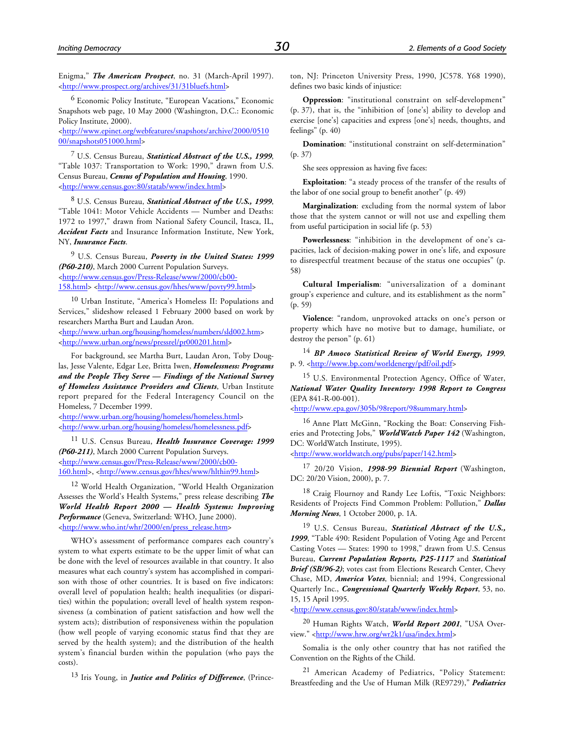Enigma," ***The American Prospect***, no. 31 (March-April 1997). <http://www.prospect.org/archives/31/31bluefs.html>

[6] Economic Policy Institute, "European Vacations," Economic Snapshots web page, 10 May 2000 (Washington, D.C.: Economic Policy Institute, 2000). <http://www.epinet.org/webfeatures/snapshots/archive/2000/051000/snapshots051000.html>

[7] U.S. Census Bureau, ***Statistical Abstract of the U.S., 1999***, "Table 1037: Transportation to Work: 1990," drawn from U.S. Census Bureau, ***Census of Population and Housing***, 1990. <http://www.census.gov:80/statab/www/index.html>

[8] U.S. Census Bureau, ***Statistical Abstract of the U.S., 1999***, "Table 1041: Motor Vehicle Accidents — Number and Deaths: 1972 to 1997," drawn from National Safety Council, Itasca, IL, ***Accident Facts*** and Insurance Information Institute, New York, NY, ***Insurance Facts***.

[9] U.S. Census Bureau, ***Poverty in the United States: 1999 (P60-210)***, March 2000 Current Population Surveys. <http://www.census.gov/Press-Release/www/2000/cb00-158.html> <http://www.census.gov/hhes/www/povty99.html>

[10] Urban Institute, "America's Homeless II: Populations and Services," slideshow released 1 February 2000 based on work by researchers Martha Burt and Laudan Aron. <http://www.urban.org/housing/homeless/numbers/sld002.htm> <http://www.urban.org/news/pressrel/pr000201.html>

For background, see Martha Burt, Laudan Aron, Toby Douglas, Jesse Valente, Edgar Lee, Britta Iwen, ***Homelessness: Programs and the People They Serve — Findings of the National Survey of Homeless Assistance Providers and Clients***, Urban Institute report prepared for the Federal Interagency Council on the Homeless, 7 December 1999. <http://www.urban.org/housing/homeless/homeless.html> <http://www.urban.org/housing/homeless/homelessness.pdf>

[11] U.S. Census Bureau, ***Health Insurance Coverage: 1999 (P60-211)***, March 2000 Current Population Surveys. <http://www.census.gov/Press-Release/www/2000/cb00-160.html>, <http://www.census.gov/hhes/www/hlthin99.html>

[12] World Health Organization, "World Health Organization Assesses the World's Health Systems," press release describing ***The World Health Report 2000 — Health Systems: Improving Performance*** (Geneva, Switzerland: WHO, June 2000). <http://www.who.int/whr/2000/en/press_release.htm>

WHO's assessment of performance compares each country's system to what experts estimate to be the upper limit of what can be done with the level of resources available in that country. It also measures what each country's system has accomplished in comparison with those of other countries. It is based on five indicators: overall level of population health; health inequalities (or disparities) within the population; overall level of health system responsiveness (a combination of patient satisfaction and how well the system acts); distribution of responsiveness within the population (how well people of varying economic status find that they are served by the health system); and the distribution of the health system's financial burden within the population (who pays the costs).

[13] Iris Young, in ***Justice and Politics of Difference***, (Princeton, NJ: Princeton University Press, 1990, JC578. Y68 1990), defines two basic kinds of injustice:

**Oppression**: "institutional constraint on self-development" (p. 37), that is, the "inhibition of [one's] ability to develop and exercise [one's] capacities and express [one's] needs, thoughts, and feelings" (p. 40)

**Domination**: "institutional constraint on self-determination" (p. 37)

She sees oppression as having five faces:

**Exploitation**: "a steady process of the transfer of the results of the labor of one social group to benefit another" (p. 49)

**Marginalization**: excluding from the normal system of labor those that the system cannot or will not use and expelling them from useful participation in social life (p. 53)

**Powerlessness**: "inhibition in the development of one's capacities, lack of decision-making power in one's life, and exposure to disrespectful treatment because of the status one occupies" (p. 58)

**Cultural Imperialism**: "universalization of a dominant group's experience and culture, and its establishment as the norm" (p. 59)

**Violence**: "random, unprovoked attacks on one's person or property which have no motive but to damage, humiliate, or destroy the person" (p. 61)

[14] ***BP Amoco Statistical Review of World Energy, 1999***, p. 9. <http://www.bp.com/worldenergy/pdf/oil.pdf>

[15] U.S. Environmental Protection Agency, Office of Water, ***National Water Quality Inventory: 1998 Report to Congress*** (EPA 841-R-00-001). <http://www.epa.gov/305b/98report/98summary.html>

[16] Anne Platt McGinn, "Rocking the Boat: Conserving Fisheries and Protecting Jobs," ***WorldWatch Paper 142*** (Washington, DC: WorldWatch Institute, 1995). <http://www.worldwatch.org/pubs/paper/142.html>

[17] 20/20 Vision, ***1998-99 Biennial Report*** (Washington, DC: 20/20 Vision, 2000), p. 7.

[18] Craig Flournoy and Randy Lee Loftis, "Toxic Neighbors: Residents of Projects Find Common Problem: Pollution," ***Dallas Morning News***, 1 October 2000, p. 1A.

[19] U.S. Census Bureau, ***Statistical Abstract of the U.S., 1999***, "Table 490: Resident Population of Voting Age and Percent Casting Votes — States: 1990 to 1998," drawn from U.S. Census Bureau, ***Current Population Reports, P25-1117*** and ***Statistical Brief (SB/96-2)***; votes cast from Elections Research Center, Chevy Chase, MD, ***America Votes***, biennial; and 1994, Congressional Quarterly Inc., ***Congressional Quarterly Weekly Report***, 53, no. 15, 15 April 1995. <http://www.census.gov:80/statab/www/index.html>

[20] Human Rights Watch, ***World Report 2001***, "USA Overview." <http://www.hrw.org/wr2k1/usa/index.html>

Somalia is the only other country that has not ratified the Convention on the Rights of the Child.

[21] American Academy of Pediatrics, "Policy Statement: Breastfeeding and the Use of Human Milk (RE9729)," ***Pediatrics***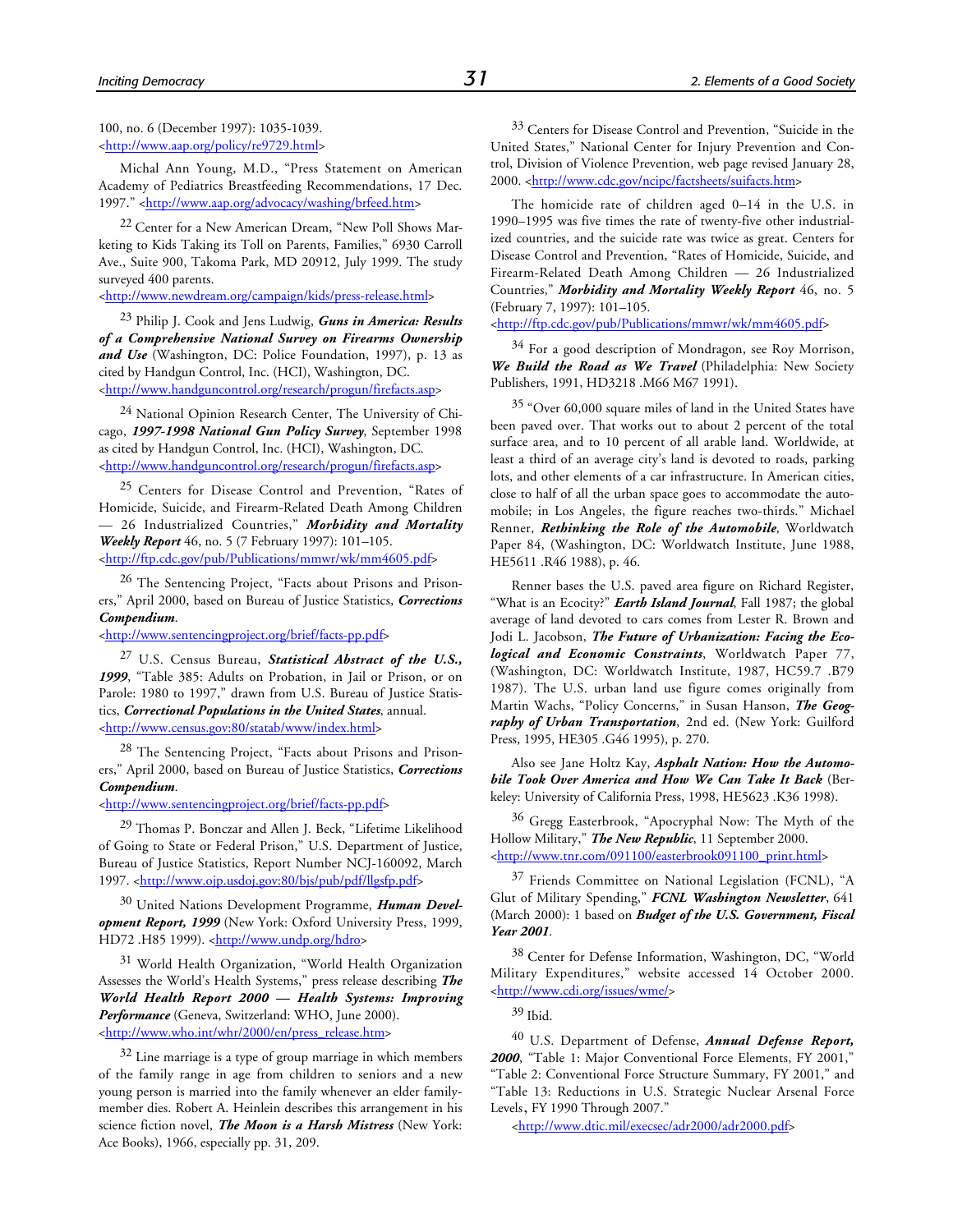100, no. 6 (December 1997): 1035-1039. <http://www.aap.org/policy/re9729.html>

Michal Ann Young, M.D., "Press Statement on American Academy of Pediatrics Breastfeeding Recommendations, 17 Dec. 1997." <http://www.aap.org/advocacy/washing/brfeed.htm>

[22] Center for a New American Dream, "New Poll Shows Marketing to Kids Taking its Toll on Parents, Families," 6930 Carroll Ave., Suite 900, Takoma Park, MD 20912, July 1999. The study surveyed 400 parents.
<http://www.newdream.org/campaign/kids/press-release.html>

[23] Philip J. Cook and Jens Ludwig, ***Guns in America: Results of a Comprehensive National Survey on Firearms Ownership and Use*** (Washington, DC: Police Foundation, 1997), p. 13 as cited by Handgun Control, Inc. (HCI), Washington, DC.
<http://www.handguncontrol.org/research/progun/firefacts.asp>

[24] National Opinion Research Center, The University of Chicago, ***1997-1998 National Gun Policy Survey***, September 1998 as cited by Handgun Control, Inc. (HCI), Washington, DC.
<http://www.handguncontrol.org/research/progun/firefacts.asp>

[25] Centers for Disease Control and Prevention, "Rates of Homicide, Suicide, and Firearm-Related Death Among Children — 26 Industrialized Countries," ***Morbidity and Mortality Weekly Report*** 46, no. 5 (7 February 1997): 101–105.
<http://ftp.cdc.gov/pub/Publications/mmwr/wk/mm4605.pdf>

[26] The Sentencing Project, "Facts about Prisons and Prisoners," April 2000, based on Bureau of Justice Statistics, ***Corrections Compendium***.
<http://www.sentencingproject.org/brief/facts-pp.pdf>

[27] U.S. Census Bureau, ***Statistical Abstract of the U.S., 1999***, "Table 385: Adults on Probation, in Jail or Prison, or on Parole: 1980 to 1997," drawn from U.S. Bureau of Justice Statistics, ***Correctional Populations in the United States***, annual.
<http://www.census.gov:80/statab/www/index.html>

[28] The Sentencing Project, "Facts about Prisons and Prisoners," April 2000, based on Bureau of Justice Statistics, ***Corrections Compendium***.
<http://www.sentencingproject.org/brief/facts-pp.pdf>

[29] Thomas P. Bonczar and Allen J. Beck, "Lifetime Likelihood of Going to State or Federal Prison," U.S. Department of Justice, Bureau of Justice Statistics, Report Number NCJ-160092, March 1997. <http://www.ojp.usdoj.gov:80/bjs/pub/pdf/llgsfp.pdf>

[30] United Nations Development Programme, ***Human Development Report, 1999*** (New York: Oxford University Press, 1999, HD72 .H85 1999). <http://www.undp.org/hdro>

[31] World Health Organization, "World Health Organization Assesses the World's Health Systems," press release describing ***The World Health Report 2000 — Health Systems: Improving Performance*** (Geneva, Switzerland: WHO, June 2000).
<http://www.who.int/whr/2000/en/press_release.htm>

[32] Line marriage is a type of group marriage in which members of the family range in age from children to seniors and a new young person is married into the family whenever an elder family-member dies. Robert A. Heinlein describes this arrangement in his science fiction novel, ***The Moon is a Harsh Mistress*** (New York: Ace Books), 1966, especially pp. 31, 209.

[33] Centers for Disease Control and Prevention, "Suicide in the United States," National Center for Injury Prevention and Control, Division of Violence Prevention, web page revised January 28, 2000. <http://www.cdc.gov/ncipc/factsheets/suifacts.htm>

The homicide rate of children aged 0–14 in the U.S. in 1990–1995 was five times the rate of twenty-five other industrialized countries, and the suicide rate was twice as great. Centers for Disease Control and Prevention, "Rates of Homicide, Suicide, and Firearm-Related Death Among Children — 26 Industrialized Countries," ***Morbidity and Mortality Weekly Report*** 46, no. 5 (February 7, 1997): 101–105.
<http://ftp.cdc.gov/pub/Publications/mmwr/wk/mm4605.pdf>

[34] For a good description of Mondragon, see Roy Morrison, ***We Build the Road as We Travel*** (Philadelphia: New Society Publishers, 1991, HD3218 .M66 M67 1991).

[35] "Over 60,000 square miles of land in the United States have been paved over. That works out to about 2 percent of the total surface area, and to 10 percent of all arable land. Worldwide, at least a third of an average city's land is devoted to roads, parking lots, and other elements of a car infrastructure. In American cities, close to half of all the urban space goes to accommodate the automobile; in Los Angeles, the figure reaches two-thirds." Michael Renner, ***Rethinking the Role of the Automobile***, Worldwatch Paper 84, (Washington, DC: Worldwatch Institute, June 1988, HE5611 .R46 1988), p. 46.

Renner bases the U.S. paved area figure on Richard Register, "What is an Ecocity?" ***Earth Island Journal***, Fall 1987; the global average of land devoted to cars comes from Lester R. Brown and Jodi L. Jacobson, ***The Future of Urbanization: Facing the Ecological and Economic Constraints***, Worldwatch Paper 77, (Washington, DC: Worldwatch Institute, 1987, HC59.7 .B79 1987). The U.S. urban land use figure comes originally from Martin Wachs, "Policy Concerns," in Susan Hanson, ***The Geography of Urban Transportation***, 2nd ed. (New York: Guilford Press, 1995, HE305 .G46 1995), p. 270.

Also see Jane Holtz Kay, ***Asphalt Nation: How the Automobile Took Over America and How We Can Take It Back*** (Berkeley: University of California Press, 1998, HE5623 .K36 1998).

[36] Gregg Easterbrook, "Apocryphal Now: The Myth of the Hollow Military," ***The New Republic***, 11 September 2000.
<http://www.tnr.com/091100/easterbrook091100_print.html>

[37] Friends Committee on National Legislation (FCNL), "A Glut of Military Spending," ***FCNL Washington Newsletter***, 641 (March 2000): 1 based on ***Budget of the U.S. Government, Fiscal Year 2001***.

[38] Center for Defense Information, Washington, DC, "World Military Expenditures," website accessed 14 October 2000.
<http://www.cdi.org/issues/wme/>

[39] Ibid.

[40] U.S. Department of Defense, ***Annual Defense Report, 2000***, "Table 1: Major Conventional Force Elements, FY 2001," "Table 2: Conventional Force Structure Summary, FY 2001," and "Table 13: Reductions in U.S. Strategic Nuclear Arsenal Force Levels, FY 1990 Through 2007."
<http://www.dtic.mil/execsec/adr2000/adr2000.pdf>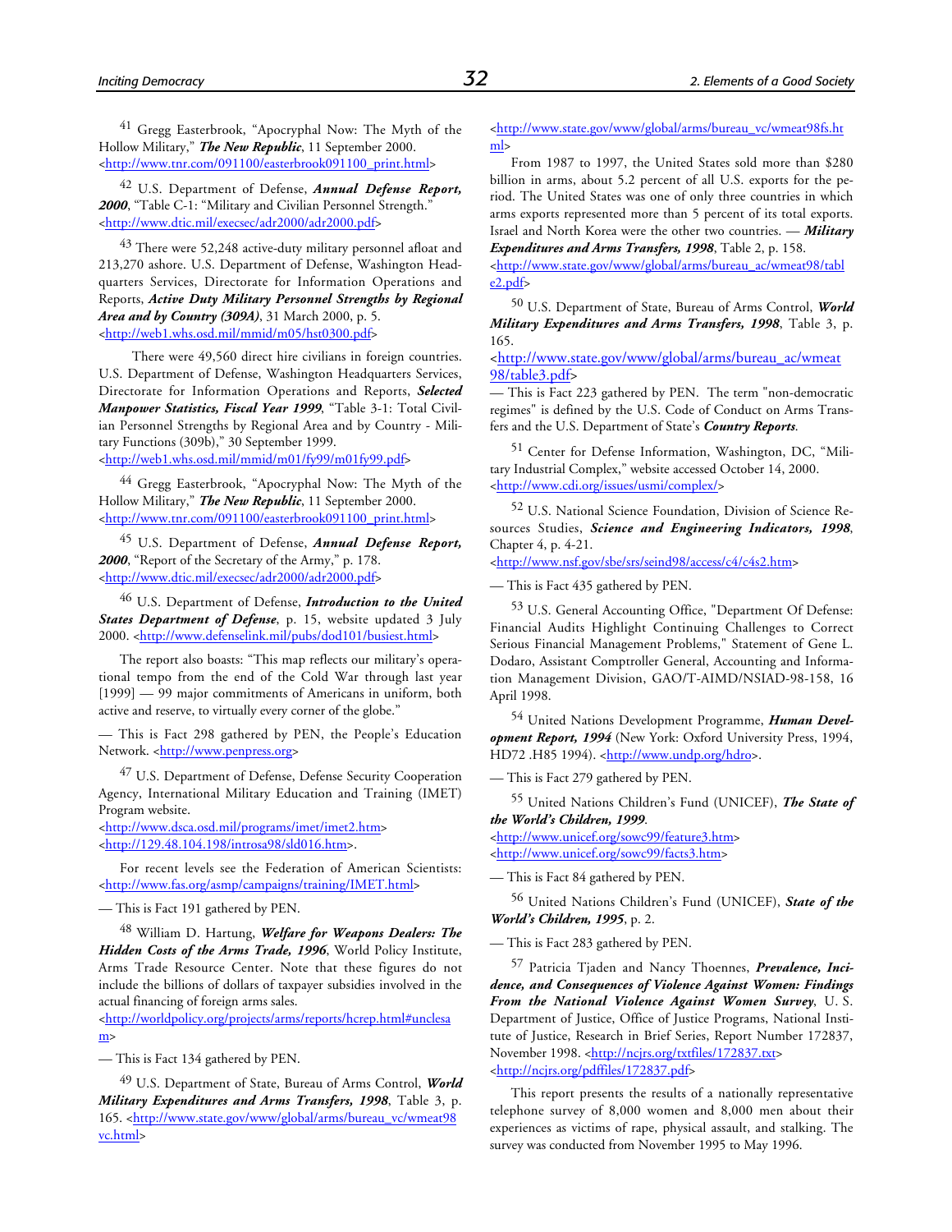[41] Gregg Easterbrook, "Apocryphal Now: The Myth of the Hollow Military," ***The New Republic***, 11 September 2000. <http://www.tnr.com/091100/easterbrook091100_print.html>

[42] U.S. Department of Defense, ***Annual Defense Report, 2000***, "Table C-1: "Military and Civilian Personnel Strength." <http://www.dtic.mil/execsec/adr2000/adr2000.pdf>

[43] There were 52,248 active-duty military personnel afloat and 213,270 ashore. U.S. Department of Defense, Washington Headquarters Services, Directorate for Information Operations and Reports, ***Active Duty Military Personnel Strengths by Regional Area and by Country (309A)***, 31 March 2000, p. 5. <http://web1.whs.osd.mil/mmid/m05/hst0300.pdf>

There were 49,560 direct hire civilians in foreign countries. U.S. Department of Defense, Washington Headquarters Services, Directorate for Information Operations and Reports, ***Selected Manpower Statistics, Fiscal Year 1999***, "Table 3-1: Total Civilian Personnel Strengths by Regional Area and by Country - Military Functions (309b)," 30 September 1999. <http://web1.whs.osd.mil/mmid/m01/fy99/m01fy99.pdf>

[44] Gregg Easterbrook, "Apocryphal Now: The Myth of the Hollow Military," ***The New Republic***, 11 September 2000. <http://www.tnr.com/091100/easterbrook091100_print.html>

[45] U.S. Department of Defense, ***Annual Defense Report, 2000***, "Report of the Secretary of the Army," p. 178. <http://www.dtic.mil/execsec/adr2000/adr2000.pdf>

[46] U.S. Department of Defense, ***Introduction to the United States Department of Defense***, p. 15, website updated 3 July 2000. <http://www.defenselink.mil/pubs/dod101/busiest.html>

The report also boasts: "This map reflects our military's operational tempo from the end of the Cold War through last year [1999] — 99 major commitments of Americans in uniform, both active and reserve, to virtually every corner of the globe."

— This is Fact 298 gathered by PEN, the People's Education Network. <http://www.penpress.org>

[47] U.S. Department of Defense, Defense Security Cooperation Agency, International Military Education and Training (IMET) Program website.
<http://www.dsca.osd.mil/programs/imet/imet2.htm>
<http://129.48.104.198/introsa98/sld016.htm>.

For recent levels see the Federation of American Scientists: <http://www.fas.org/asmp/campaigns/training/IMET.html>

— This is Fact 191 gathered by PEN.

[48] William D. Hartung, ***Welfare for Weapons Dealers: The Hidden Costs of the Arms Trade, 1996***, World Policy Institute, Arms Trade Resource Center. Note that these figures do not include the billions of dollars of taxpayer subsidies involved in the actual financing of foreign arms sales.
<http://worldpolicy.org/projects/arms/reports/hcrep.html#unclesam>

— This is Fact 134 gathered by PEN.

[49] U.S. Department of State, Bureau of Arms Control, ***World Military Expenditures and Arms Transfers, 1998***, Table 3, p. 165. <http://www.state.gov/www/global/arms/bureau_vc/wmeat98vc.html>
<http://www.state.gov/www/global/arms/bureau_vc/wmeat98fs.html>

From 1987 to 1997, the United States sold more than $280 billion in arms, about 5.2 percent of all U.S. exports for the period. The United States was one of only three countries in which arms exports represented more than 5 percent of its total exports. Israel and North Korea were the other two countries. — ***Military Expenditures and Arms Transfers, 1998***, Table 2, p. 158.
<http://www.state.gov/www/global/arms/bureau_ac/wmeat98/table2.pdf>

[50] U.S. Department of State, Bureau of Arms Control, ***World Military Expenditures and Arms Transfers, 1998***, Table 3, p. 165.
<http://www.state.gov/www/global/arms/bureau_ac/wmeat98/table3.pdf>
— This is Fact 223 gathered by PEN. The term "non-democratic regimes" is defined by the U.S. Code of Conduct on Arms Transfers and the U.S. Department of State's ***Country Reports***.

[51] Center for Defense Information, Washington, DC, "Military Industrial Complex," website accessed October 14, 2000. <http://www.cdi.org/issues/usmi/complex/>

[52] U.S. National Science Foundation, Division of Science Resources Studies, ***Science and Engineering Indicators, 1998***, Chapter 4, p. 4-21.
<http://www.nsf.gov/sbe/srs/seind98/access/c4/c4s2.htm>

— This is Fact 435 gathered by PEN.

[53] U.S. General Accounting Office, "Department Of Defense: Financial Audits Highlight Continuing Challenges to Correct Serious Financial Management Problems," Statement of Gene L. Dodaro, Assistant Comptroller General, Accounting and Information Management Division, GAO/T-AIMD/NSIAD-98-158, 16 April 1998.

[54] United Nations Development Programme, ***Human Development Report, 1994*** (New York: Oxford University Press, 1994, HD72 .H85 1994). <http://www.undp.org/hdro>.

— This is Fact 279 gathered by PEN.

[55] United Nations Children's Fund (UNICEF), ***The State of the World's Children, 1999***.
<http://www.unicef.org/sowc99/feature3.htm>
<http://www.unicef.org/sowc99/facts3.htm>

— This is Fact 84 gathered by PEN.

[56] United Nations Children's Fund (UNICEF), ***State of the World's Children, 1995***, p. 2.

— This is Fact 283 gathered by PEN.

[57] Patricia Tjaden and Nancy Thoennes, ***Prevalence, Incidence, and Consequences of Violence Against Women: Findings From the National Violence Against Women Survey***, U. S. Department of Justice, Office of Justice Programs, National Institute of Justice, Research in Brief Series, Report Number 172837, November 1998. <http://ncjrs.org/txtfiles/172837.txt>
<http://ncjrs.org/pdffiles/172837.pdf>

This report presents the results of a nationally representative telephone survey of 8,000 women and 8,000 men about their experiences as victims of rape, physical assault, and stalking. The survey was conducted from November 1995 to May 1996.